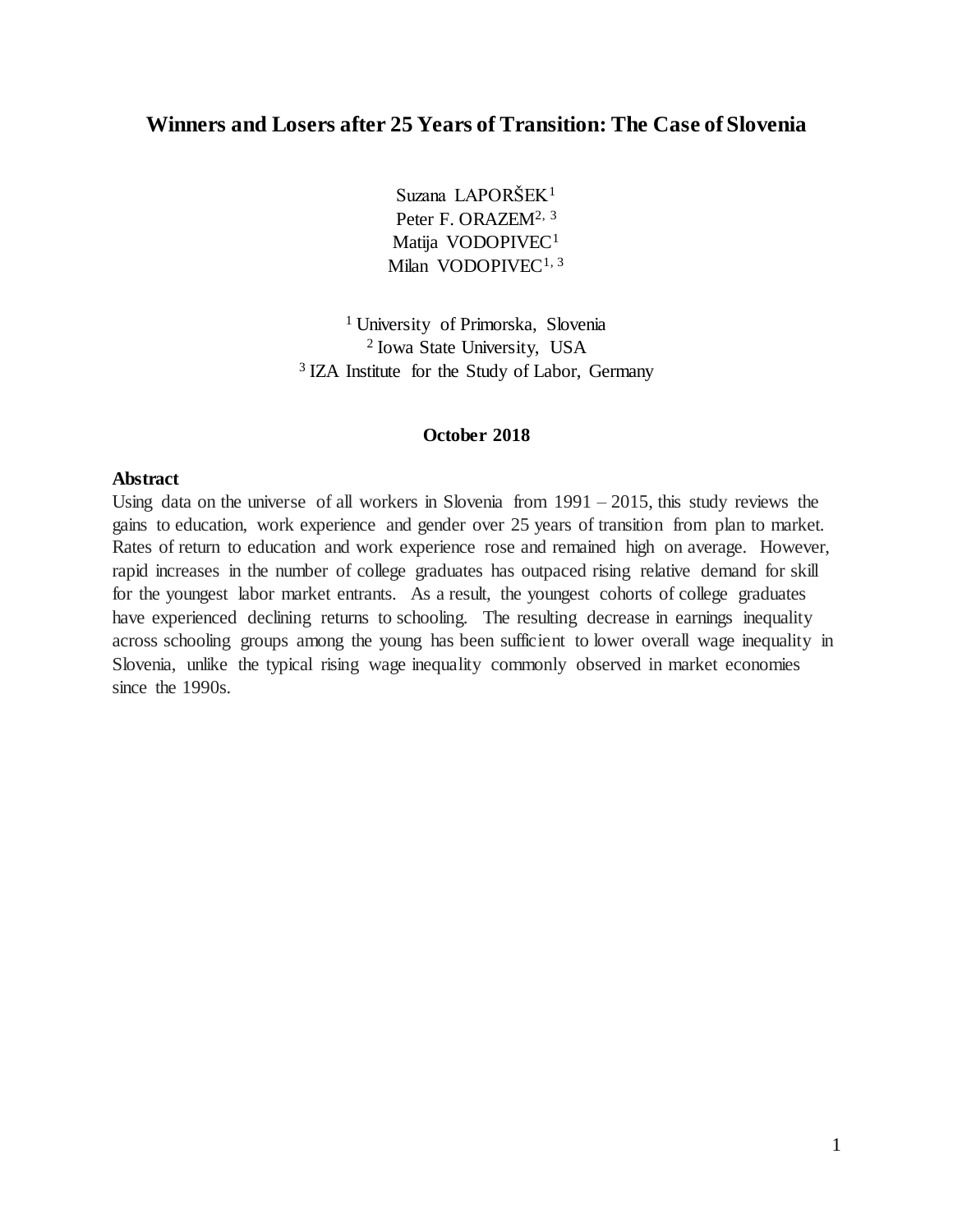# Winners and Losers after 25 Years of Transition: The Case of Slovenia

Suzana LAPORŠEK[1]
Peter F. ORAZEM[2, 3]
Matija VODOPIVEC[1]
Milan VODOPIVEC[1, 3]

[1] University of Primorska, Slovenia
[2] Iowa State University, USA
[3] IZA Institute for the Study of Labor, Germany

**October 2018**

### Abstract

Using data on the universe of all workers in Slovenia from 1991 – 2015, this study reviews the gains to education, work experience and gender over 25 years of transition from plan to market. Rates of return to education and work experience rose and remained high on average. However, rapid increases in the number of college graduates has outpaced rising relative demand for skill for the youngest labor market entrants. As a result, the youngest cohorts of college graduates have experienced declining returns to schooling. The resulting decrease in earnings inequality across schooling groups among the young has been sufficient to lower overall wage inequality in Slovenia, unlike the typical rising wage inequality commonly observed in market economies since the 1990s.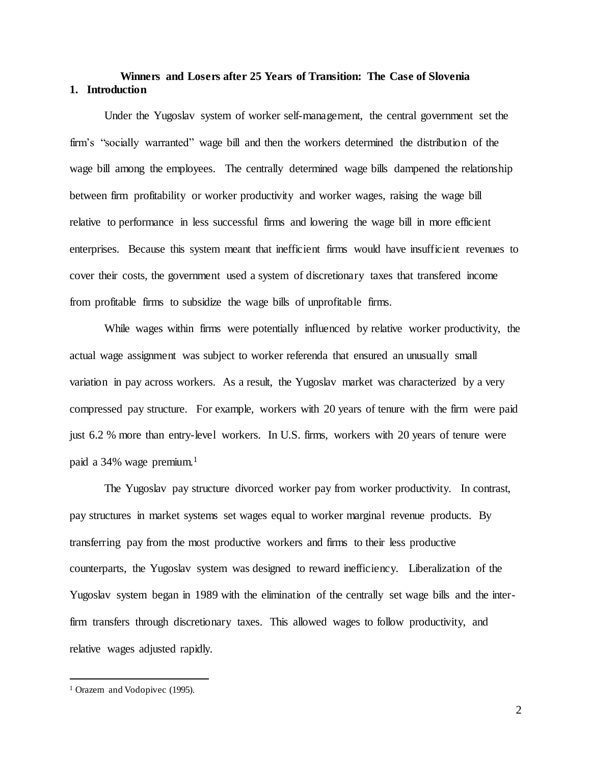# Winners and Losers after 25 Years of Transition: The Case of Slovenia

## 1. Introduction

Under the Yugoslav system of worker self-management, the central government set the firm's "socially warranted" wage bill and then the workers determined the distribution of the wage bill among the employees. The centrally determined wage bills dampened the relationship between firm profitability or worker productivity and worker wages, raising the wage bill relative to performance in less successful firms and lowering the wage bill in more efficient enterprises. Because this system meant that inefficient firms would have insufficient revenues to cover their costs, the government used a system of discretionary taxes that transfered income from profitable firms to subsidize the wage bills of unprofitable firms.

While wages within firms were potentially influenced by relative worker productivity, the actual wage assignment was subject to worker referenda that ensured an unusually small variation in pay across workers. As a result, the Yugoslav market was characterized by a very compressed pay structure. For example, workers with 20 years of tenure with the firm were paid just 6.2 % more than entry-level workers. In U.S. firms, workers with 20 years of tenure were paid a 34% wage premium.[1]

The Yugoslav pay structure divorced worker pay from worker productivity. In contrast, pay structures in market systems set wages equal to worker marginal revenue products. By transferring pay from the most productive workers and firms to their less productive counterparts, the Yugoslav system was designed to reward inefficiency. Liberalization of the Yugoslav system began in 1989 with the elimination of the centrally set wage bills and the inter-firm transfers through discretionary taxes. This allowed wages to follow productivity, and relative wages adjusted rapidly.

---

[1] Orazem and Vodopivec (1995).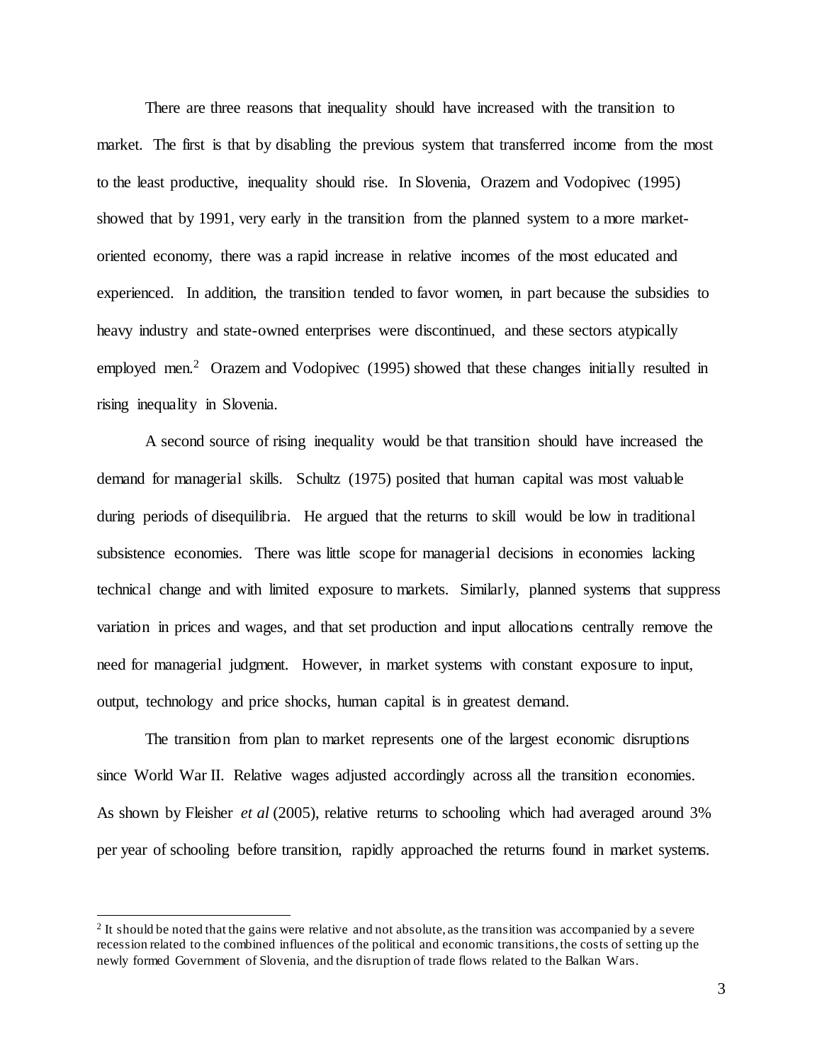There are three reasons that inequality should have increased with the transition to market. The first is that by disabling the previous system that transferred income from the most to the least productive, inequality should rise. In Slovenia, Orazem and Vodopivec (1995) showed that by 1991, very early in the transition from the planned system to a more market-oriented economy, there was a rapid increase in relative incomes of the most educated and experienced. In addition, the transition tended to favor women, in part because the subsidies to heavy industry and state-owned enterprises were discontinued, and these sectors atypically employed men.[2] Orazem and Vodopivec (1995) showed that these changes initially resulted in rising inequality in Slovenia.

A second source of rising inequality would be that transition should have increased the demand for managerial skills. Schultz (1975) posited that human capital was most valuable during periods of disequilibria. He argued that the returns to skill would be low in traditional subsistence economies. There was little scope for managerial decisions in economies lacking technical change and with limited exposure to markets. Similarly, planned systems that suppress variation in prices and wages, and that set production and input allocations centrally remove the need for managerial judgment. However, in market systems with constant exposure to input, output, technology and price shocks, human capital is in greatest demand.

The transition from plan to market represents one of the largest economic disruptions since World War II. Relative wages adjusted accordingly across all the transition economies. As shown by Fleisher *et al* (2005), relative returns to schooling which had averaged around 3% per year of schooling before transition, rapidly approached the returns found in market systems.

[2] It should be noted that the gains were relative and not absolute, as the transition was accompanied by a severe recession related to the combined influences of the political and economic transitions, the costs of setting up the newly formed Government of Slovenia, and the disruption of trade flows related to the Balkan Wars.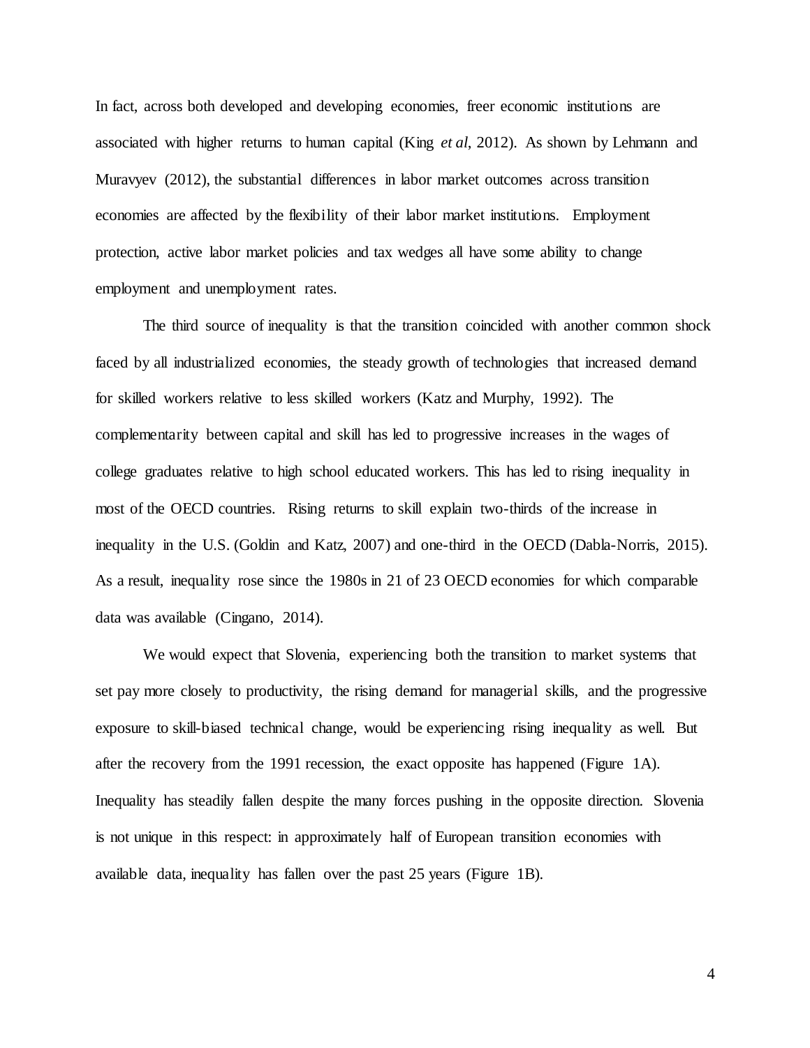In fact, across both developed and developing economies, freer economic institutions are associated with higher returns to human capital (King *et al*, 2012). As shown by Lehmann and Muravyev (2012), the substantial differences in labor market outcomes across transition economies are affected by the flexibility of their labor market institutions. Employment protection, active labor market policies and tax wedges all have some ability to change employment and unemployment rates.

The third source of inequality is that the transition coincided with another common shock faced by all industrialized economies, the steady growth of technologies that increased demand for skilled workers relative to less skilled workers (Katz and Murphy, 1992). The complementarity between capital and skill has led to progressive increases in the wages of college graduates relative to high school educated workers. This has led to rising inequality in most of the OECD countries. Rising returns to skill explain two-thirds of the increase in inequality in the U.S. (Goldin and Katz, 2007) and one-third in the OECD (Dabla-Norris, 2015). As a result, inequality rose since the 1980s in 21 of 23 OECD economies for which comparable data was available (Cingano, 2014).

We would expect that Slovenia, experiencing both the transition to market systems that set pay more closely to productivity, the rising demand for managerial skills, and the progressive exposure to skill-biased technical change, would be experiencing rising inequality as well. But after the recovery from the 1991 recession, the exact opposite has happened (Figure 1A). Inequality has steadily fallen despite the many forces pushing in the opposite direction. Slovenia is not unique in this respect: in approximately half of European transition economies with available data, inequality has fallen over the past 25 years (Figure 1B).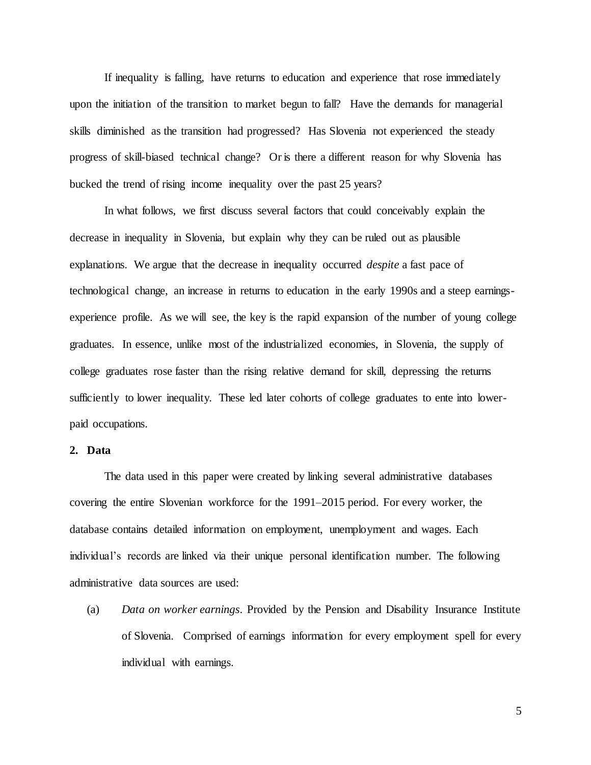If inequality is falling, have returns to education and experience that rose immediately upon the initiation of the transition to market begun to fall? Have the demands for managerial skills diminished as the transition had progressed? Has Slovenia not experienced the steady progress of skill-biased technical change? Or is there a different reason for why Slovenia has bucked the trend of rising income inequality over the past 25 years?

In what follows, we first discuss several factors that could conceivably explain the decrease in inequality in Slovenia, but explain why they can be ruled out as plausible explanations. We argue that the decrease in inequality occurred *despite* a fast pace of technological change, an increase in returns to education in the early 1990s and a steep earnings-experience profile. As we will see, the key is the rapid expansion of the number of young college graduates. In essence, unlike most of the industrialized economies, in Slovenia, the supply of college graduates rose faster than the rising relative demand for skill, depressing the returns sufficiently to lower inequality. These led later cohorts of college graduates to ente into lower-paid occupations.

## 2. Data

The data used in this paper were created by linking several administrative databases covering the entire Slovenian workforce for the 1991–2015 period. For every worker, the database contains detailed information on employment, unemployment and wages. Each individual's records are linked via their unique personal identification number. The following administrative data sources are used:

(a) *Data on worker earnings*. Provided by the Pension and Disability Insurance Institute of Slovenia. Comprised of earnings information for every employment spell for every individual with earnings.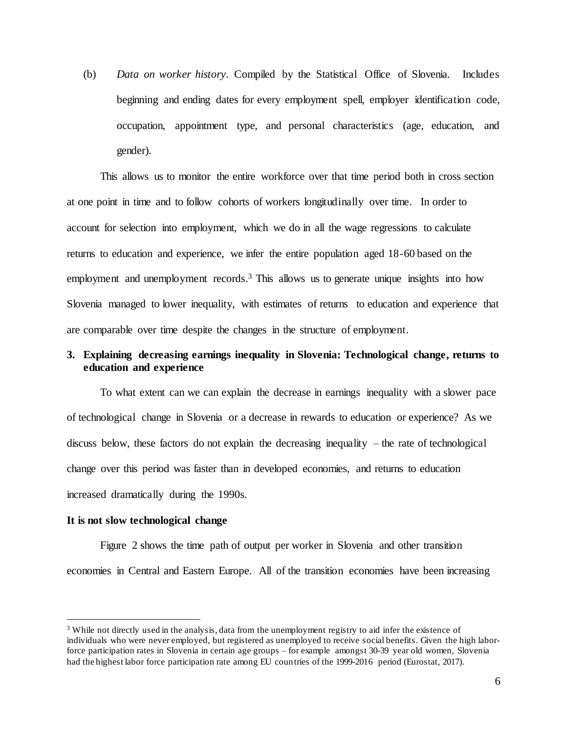(b) *Data on worker history*. Compiled by the Statistical Office of Slovenia. Includes beginning and ending dates for every employment spell, employer identification code, occupation, appointment type, and personal characteristics (age, education, and gender).

This allows us to monitor the entire workforce over that time period both in cross section at one point in time and to follow cohorts of workers longitudinally over time. In order to account for selection into employment, which we do in all the wage regressions to calculate returns to education and experience, we infer the entire population aged 18-60 based on the employment and unemployment records.[3] This allows us to generate unique insights into how Slovenia managed to lower inequality, with estimates of returns to education and experience that are comparable over time despite the changes in the structure of employment.

## 3. Explaining decreasing earnings inequality in Slovenia: Technological change, returns to education and experience

To what extent can we can explain the decrease in earnings inequality with a slower pace of technological change in Slovenia or a decrease in rewards to education or experience? As we discuss below, these factors do not explain the decreasing inequality – the rate of technological change over this period was faster than in developed economies, and returns to education increased dramatically during the 1990s.

### It is not slow technological change

Figure 2 shows the time path of output per worker in Slovenia and other transition economies in Central and Eastern Europe. All of the transition economies have been increasing

[3] While not directly used in the analysis, data from the unemployment registry to aid infer the existence of individuals who were never employed, but registered as unemployed to receive social benefits. Given the high labor-force participation rates in Slovenia in certain age groups – for example amongst 30-39 year old women, Slovenia had the highest labor force participation rate among EU countries of the 1999-2016 period (Eurostat, 2017).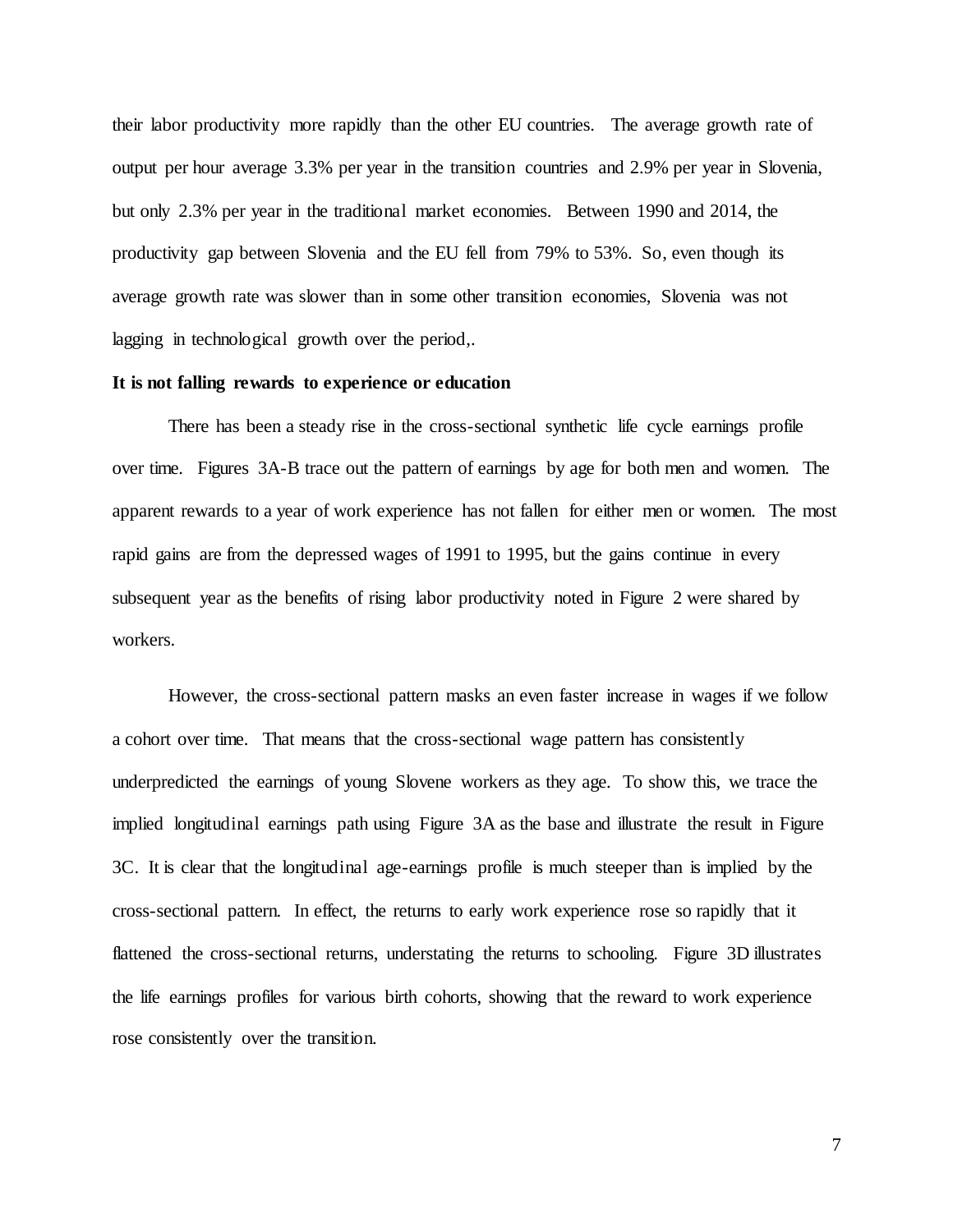their labor productivity more rapidly than the other EU countries. The average growth rate of output per hour average 3.3% per year in the transition countries and 2.9% per year in Slovenia, but only 2.3% per year in the traditional market economies. Between 1990 and 2014, the productivity gap between Slovenia and the EU fell from 79% to 53%. So, even though its average growth rate was slower than in some other transition economies, Slovenia was not lagging in technological growth over the period,.

**It is not falling rewards to experience or education**

There has been a steady rise in the cross-sectional synthetic life cycle earnings profile over time. Figures 3A-B trace out the pattern of earnings by age for both men and women. The apparent rewards to a year of work experience has not fallen for either men or women. The most rapid gains are from the depressed wages of 1991 to 1995, but the gains continue in every subsequent year as the benefits of rising labor productivity noted in Figure 2 were shared by workers.

However, the cross-sectional pattern masks an even faster increase in wages if we follow a cohort over time. That means that the cross-sectional wage pattern has consistently underpredicted the earnings of young Slovene workers as they age. To show this, we trace the implied longitudinal earnings path using Figure 3A as the base and illustrate the result in Figure 3C. It is clear that the longitudinal age-earnings profile is much steeper than is implied by the cross-sectional pattern. In effect, the returns to early work experience rose so rapidly that it flattened the cross-sectional returns, understating the returns to schooling. Figure 3D illustrates the life earnings profiles for various birth cohorts, showing that the reward to work experience rose consistently over the transition.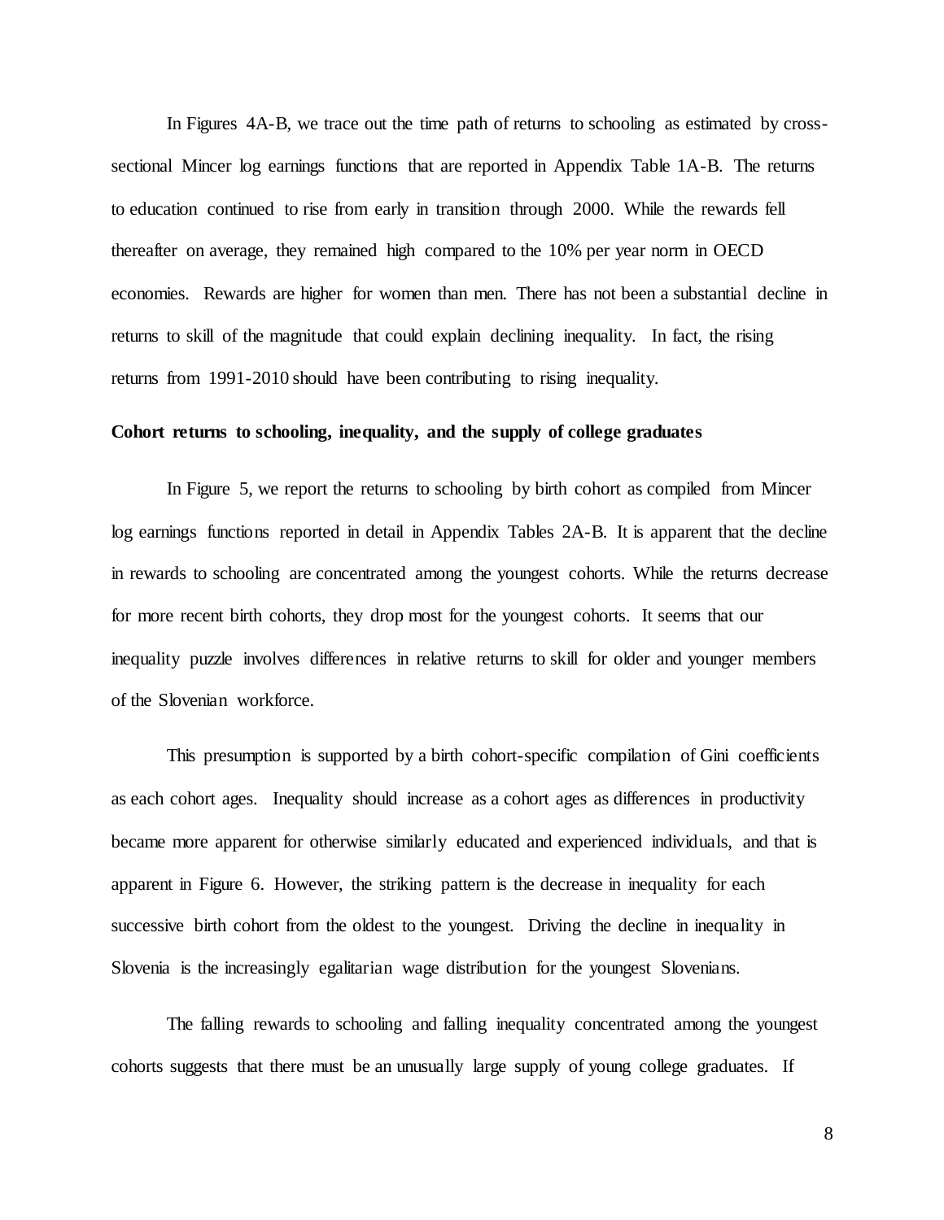In Figures 4A-B, we trace out the time path of returns to schooling as estimated by cross-sectional Mincer log earnings functions that are reported in Appendix Table 1A-B. The returns to education continued to rise from early in transition through 2000. While the rewards fell thereafter on average, they remained high compared to the 10% per year norm in OECD economies. Rewards are higher for women than men. There has not been a substantial decline in returns to skill of the magnitude that could explain declining inequality. In fact, the rising returns from 1991-2010 should have been contributing to rising inequality.

**Cohort returns to schooling, inequality, and the supply of college graduates**

In Figure 5, we report the returns to schooling by birth cohort as compiled from Mincer log earnings functions reported in detail in Appendix Tables 2A-B. It is apparent that the decline in rewards to schooling are concentrated among the youngest cohorts. While the returns decrease for more recent birth cohorts, they drop most for the youngest cohorts. It seems that our inequality puzzle involves differences in relative returns to skill for older and younger members of the Slovenian workforce.

This presumption is supported by a birth cohort-specific compilation of Gini coefficients as each cohort ages. Inequality should increase as a cohort ages as differences in productivity became more apparent for otherwise similarly educated and experienced individuals, and that is apparent in Figure 6. However, the striking pattern is the decrease in inequality for each successive birth cohort from the oldest to the youngest. Driving the decline in inequality in Slovenia is the increasingly egalitarian wage distribution for the youngest Slovenians.

The falling rewards to schooling and falling inequality concentrated among the youngest cohorts suggests that there must be an unusually large supply of young college graduates. If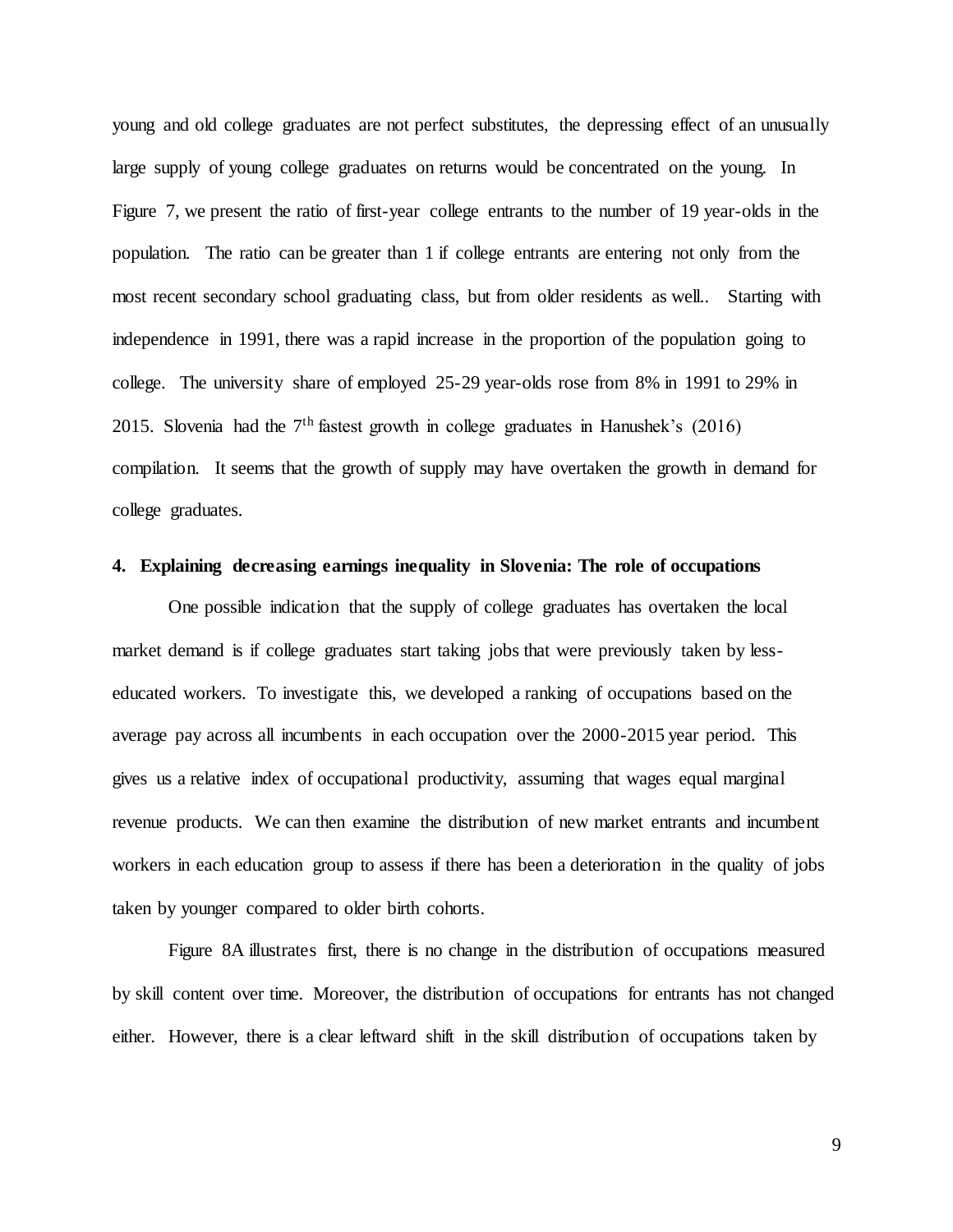young and old college graduates are not perfect substitutes, the depressing effect of an unusually large supply of young college graduates on returns would be concentrated on the young. In Figure 7, we present the ratio of first-year college entrants to the number of 19 year-olds in the population. The ratio can be greater than 1 if college entrants are entering not only from the most recent secondary school graduating class, but from older residents as well.. Starting with independence in 1991, there was a rapid increase in the proportion of the population going to college. The university share of employed 25-29 year-olds rose from 8% in 1991 to 29% in 2015. Slovenia had the 7th fastest growth in college graduates in Hanushek's (2016) compilation. It seems that the growth of supply may have overtaken the growth in demand for college graduates.

## 4. Explaining decreasing earnings inequality in Slovenia: The role of occupations

One possible indication that the supply of college graduates has overtaken the local market demand is if college graduates start taking jobs that were previously taken by less-educated workers. To investigate this, we developed a ranking of occupations based on the average pay across all incumbents in each occupation over the 2000-2015 year period. This gives us a relative index of occupational productivity, assuming that wages equal marginal revenue products. We can then examine the distribution of new market entrants and incumbent workers in each education group to assess if there has been a deterioration in the quality of jobs taken by younger compared to older birth cohorts.

Figure 8A illustrates first, there is no change in the distribution of occupations measured by skill content over time. Moreover, the distribution of occupations for entrants has not changed either. However, there is a clear leftward shift in the skill distribution of occupations taken by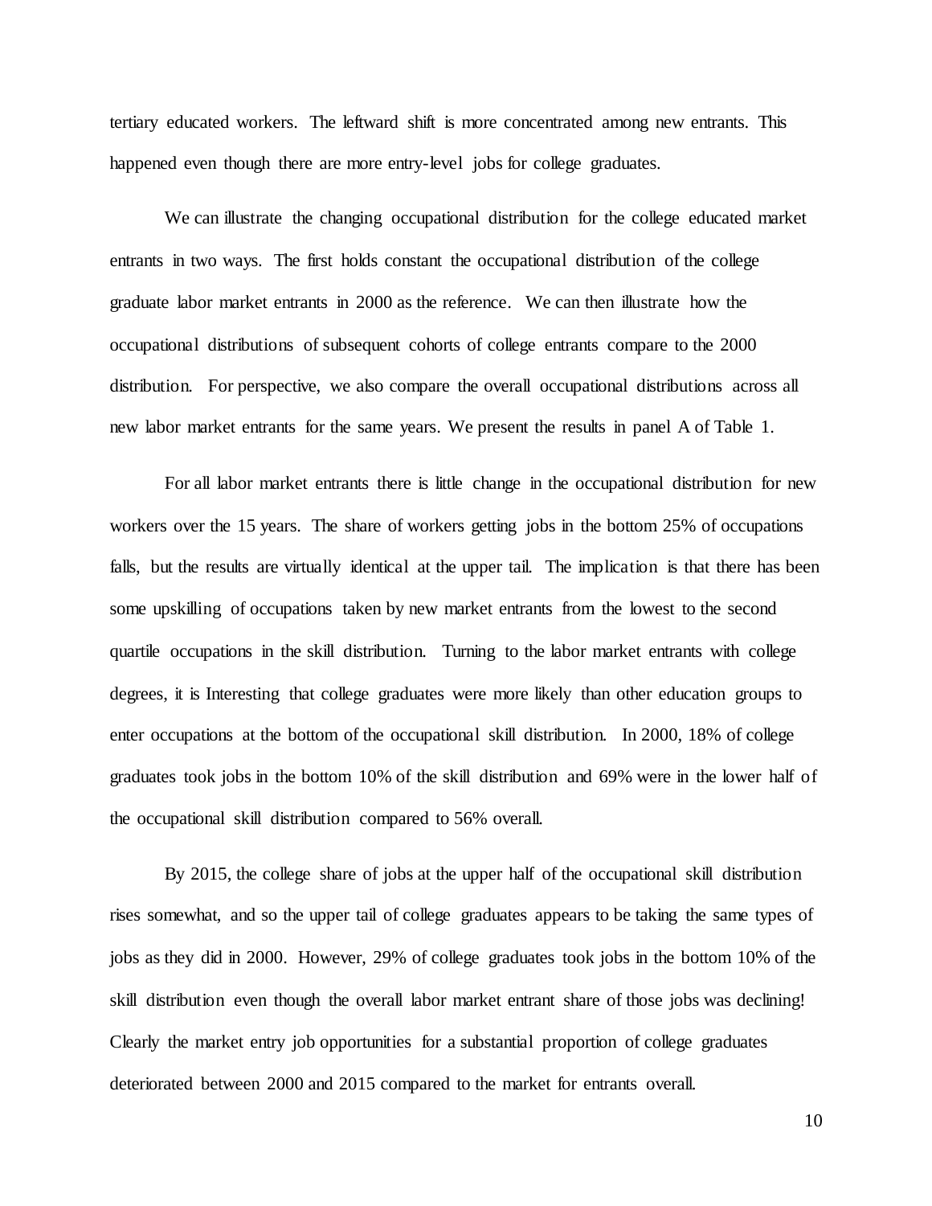tertiary educated workers. The leftward shift is more concentrated among new entrants. This happened even though there are more entry-level jobs for college graduates.

We can illustrate the changing occupational distribution for the college educated market entrants in two ways. The first holds constant the occupational distribution of the college graduate labor market entrants in 2000 as the reference. We can then illustrate how the occupational distributions of subsequent cohorts of college entrants compare to the 2000 distribution. For perspective, we also compare the overall occupational distributions across all new labor market entrants for the same years. We present the results in panel A of Table 1.

For all labor market entrants there is little change in the occupational distribution for new workers over the 15 years. The share of workers getting jobs in the bottom 25% of occupations falls, but the results are virtually identical at the upper tail. The implication is that there has been some upskilling of occupations taken by new market entrants from the lowest to the second quartile occupations in the skill distribution. Turning to the labor market entrants with college degrees, it is Interesting that college graduates were more likely than other education groups to enter occupations at the bottom of the occupational skill distribution. In 2000, 18% of college graduates took jobs in the bottom 10% of the skill distribution and 69% were in the lower half of the occupational skill distribution compared to 56% overall.

By 2015, the college share of jobs at the upper half of the occupational skill distribution rises somewhat, and so the upper tail of college graduates appears to be taking the same types of jobs as they did in 2000. However, 29% of college graduates took jobs in the bottom 10% of the skill distribution even though the overall labor market entrant share of those jobs was declining! Clearly the market entry job opportunities for a substantial proportion of college graduates deteriorated between 2000 and 2015 compared to the market for entrants overall.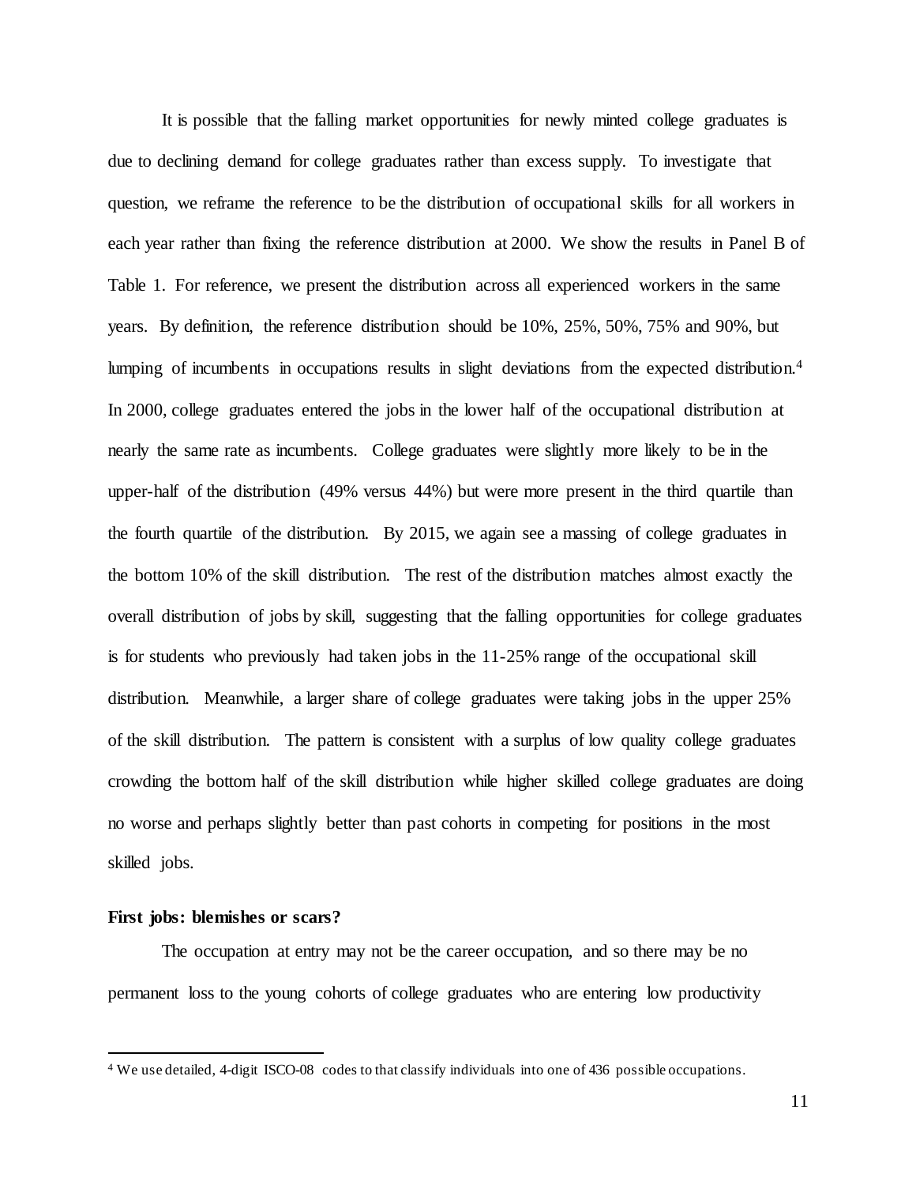It is possible that the falling market opportunities for newly minted college graduates is due to declining demand for college graduates rather than excess supply. To investigate that question, we reframe the reference to be the distribution of occupational skills for all workers in each year rather than fixing the reference distribution at 2000. We show the results in Panel B of Table 1. For reference, we present the distribution across all experienced workers in the same years. By definition, the reference distribution should be 10%, 25%, 50%, 75% and 90%, but lumping of incumbents in occupations results in slight deviations from the expected distribution.[4] In 2000, college graduates entered the jobs in the lower half of the occupational distribution at nearly the same rate as incumbents. College graduates were slightly more likely to be in the upper-half of the distribution (49% versus 44%) but were more present in the third quartile than the fourth quartile of the distribution. By 2015, we again see a massing of college graduates in the bottom 10% of the skill distribution. The rest of the distribution matches almost exactly the overall distribution of jobs by skill, suggesting that the falling opportunities for college graduates is for students who previously had taken jobs in the 11-25% range of the occupational skill distribution. Meanwhile, a larger share of college graduates were taking jobs in the upper 25% of the skill distribution. The pattern is consistent with a surplus of low quality college graduates crowding the bottom half of the skill distribution while higher skilled college graduates are doing no worse and perhaps slightly better than past cohorts in competing for positions in the most skilled jobs.

**First jobs: blemishes or scars?**

The occupation at entry may not be the career occupation, and so there may be no permanent loss to the young cohorts of college graduates who are entering low productivity

[4] We use detailed, 4-digit ISCO-08 codes to that classify individuals into one of 436 possible occupations.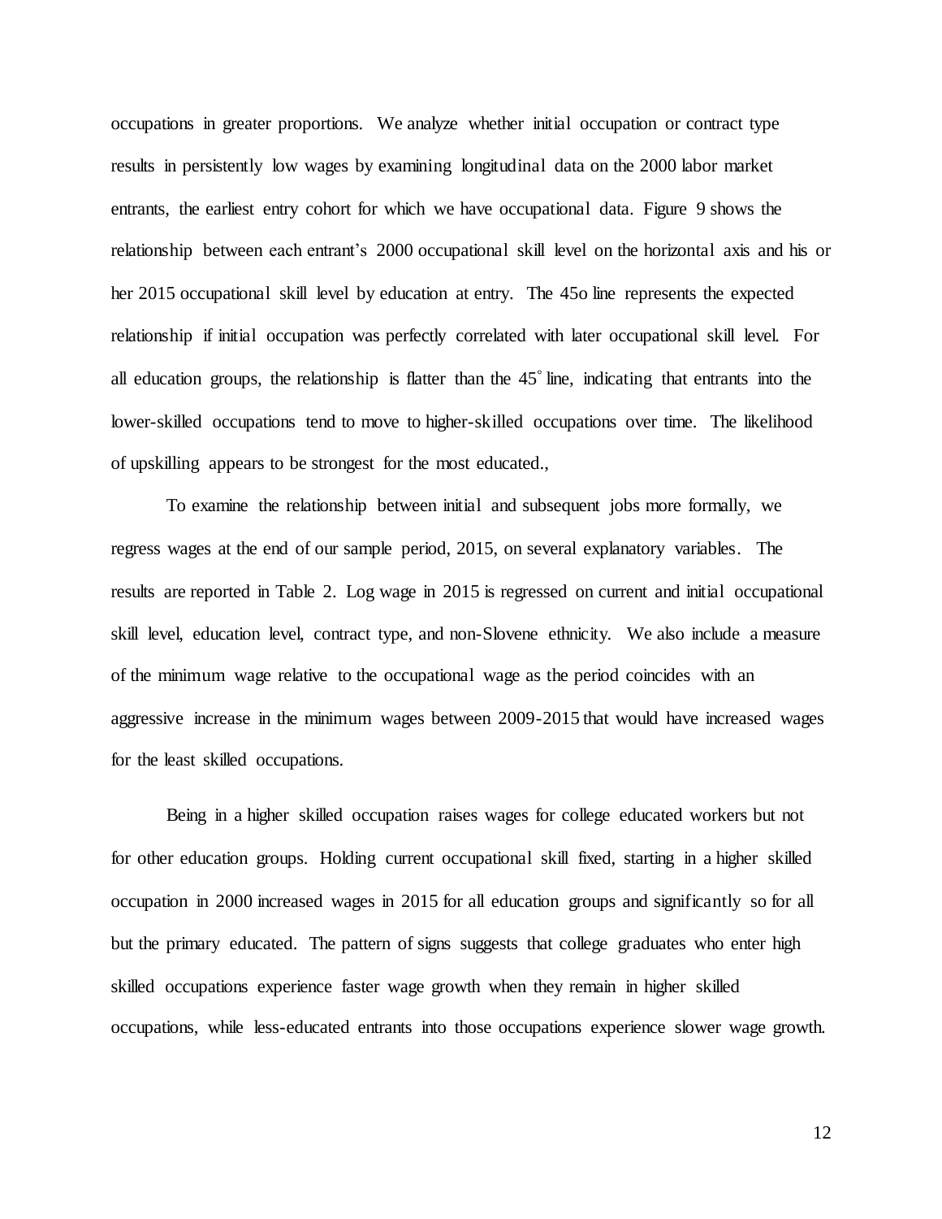occupations in greater proportions. We analyze whether initial occupation or contract type results in persistently low wages by examining longitudinal data on the 2000 labor market entrants, the earliest entry cohort for which we have occupational data. Figure 9 shows the relationship between each entrant's 2000 occupational skill level on the horizontal axis and his or her 2015 occupational skill level by education at entry. The 45o line represents the expected relationship if initial occupation was perfectly correlated with later occupational skill level. For all education groups, the relationship is flatter than the 45° line, indicating that entrants into the lower-skilled occupations tend to move to higher-skilled occupations over time. The likelihood of upskilling appears to be strongest for the most educated.,

To examine the relationship between initial and subsequent jobs more formally, we regress wages at the end of our sample period, 2015, on several explanatory variables. The results are reported in Table 2. Log wage in 2015 is regressed on current and initial occupational skill level, education level, contract type, and non-Slovene ethnicity. We also include a measure of the minimum wage relative to the occupational wage as the period coincides with an aggressive increase in the minimum wages between 2009-2015 that would have increased wages for the least skilled occupations.

Being in a higher skilled occupation raises wages for college educated workers but not for other education groups. Holding current occupational skill fixed, starting in a higher skilled occupation in 2000 increased wages in 2015 for all education groups and significantly so for all but the primary educated. The pattern of signs suggests that college graduates who enter high skilled occupations experience faster wage growth when they remain in higher skilled occupations, while less-educated entrants into those occupations experience slower wage growth.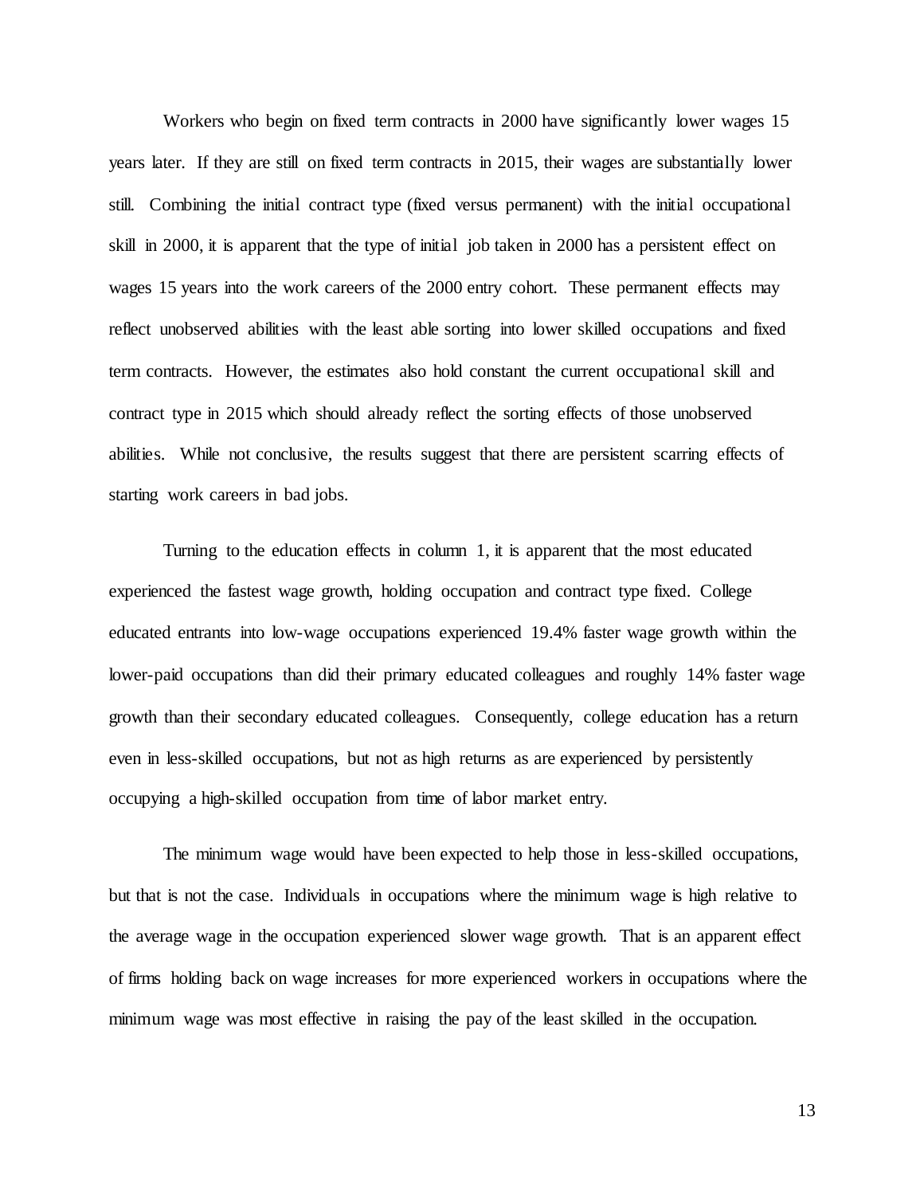Workers who begin on fixed term contracts in 2000 have significantly lower wages 15 years later. If they are still on fixed term contracts in 2015, their wages are substantially lower still. Combining the initial contract type (fixed versus permanent) with the initial occupational skill in 2000, it is apparent that the type of initial job taken in 2000 has a persistent effect on wages 15 years into the work careers of the 2000 entry cohort. These permanent effects may reflect unobserved abilities with the least able sorting into lower skilled occupations and fixed term contracts. However, the estimates also hold constant the current occupational skill and contract type in 2015 which should already reflect the sorting effects of those unobserved abilities. While not conclusive, the results suggest that there are persistent scarring effects of starting work careers in bad jobs.

Turning to the education effects in column 1, it is apparent that the most educated experienced the fastest wage growth, holding occupation and contract type fixed. College educated entrants into low-wage occupations experienced 19.4% faster wage growth within the lower-paid occupations than did their primary educated colleagues and roughly 14% faster wage growth than their secondary educated colleagues. Consequently, college education has a return even in less-skilled occupations, but not as high returns as are experienced by persistently occupying a high-skilled occupation from time of labor market entry.

The minimum wage would have been expected to help those in less-skilled occupations, but that is not the case. Individuals in occupations where the minimum wage is high relative to the average wage in the occupation experienced slower wage growth. That is an apparent effect of firms holding back on wage increases for more experienced workers in occupations where the minimum wage was most effective in raising the pay of the least skilled in the occupation.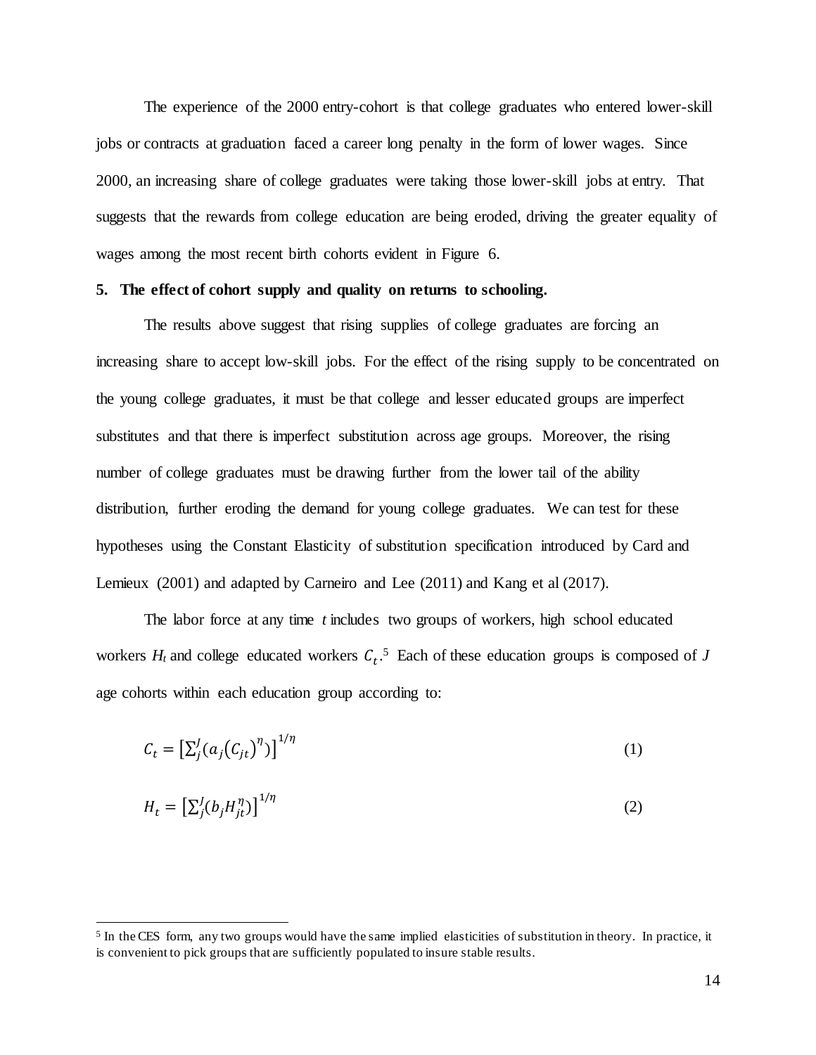The experience of the 2000 entry-cohort is that college graduates who entered lower-skill jobs or contracts at graduation faced a career long penalty in the form of lower wages. Since 2000, an increasing share of college graduates were taking those lower-skill jobs at entry. That suggests that the rewards from college education are being eroded, driving the greater equality of wages among the most recent birth cohorts evident in Figure 6.

## 5. The effect of cohort supply and quality on returns to schooling.

The results above suggest that rising supplies of college graduates are forcing an increasing share to accept low-skill jobs. For the effect of the rising supply to be concentrated on the young college graduates, it must be that college and lesser educated groups are imperfect substitutes and that there is imperfect substitution across age groups. Moreover, the rising number of college graduates must be drawing further from the lower tail of the ability distribution, further eroding the demand for young college graduates. We can test for these hypotheses using the Constant Elasticity of substitution specification introduced by Card and Lemieux (2001) and adapted by Carneiro and Lee (2011) and Kang et al (2017).

The labor force at any time $t$ includes two groups of workers, high school educated workers $H_t$ and college educated workers $C_t$.[5] Each of these education groups is composed of $J$ age cohorts within each education group according to:

$$C_t = \left[\sum_j^J (a_j (C_{jt})^{\eta})\right]^{1/\eta} \tag{1}$$

$$H_t = \left[\sum_j^J (b_j H_{jt}^{\eta})\right]^{1/\eta} \tag{2}$$

[5] In the CES form, any two groups would have the same implied elasticities of substitution in theory. In practice, it is convenient to pick groups that are sufficiently populated to insure stable results.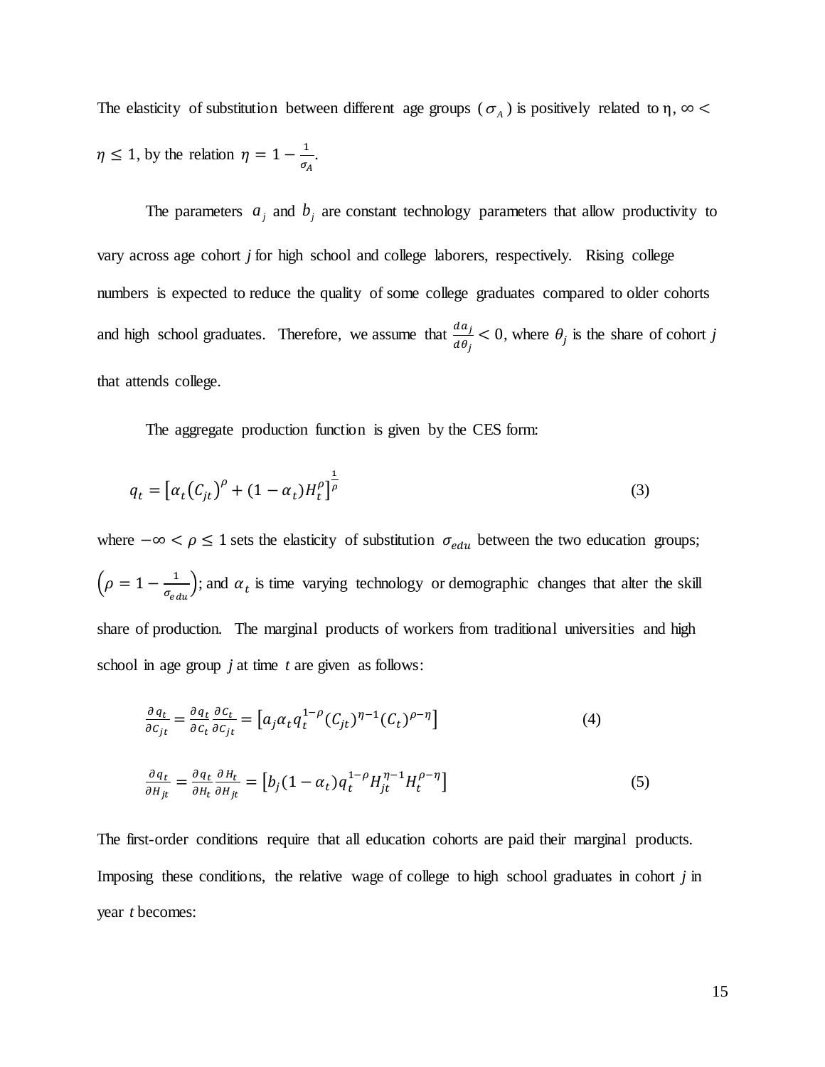The elasticity of substitution between different age groups ($\sigma_A$) is positively related to η, $\infty < \eta \leq 1$, by the relation $\eta = 1 - \frac{1}{\sigma_A}$.

The parameters $a_j$ and $b_j$ are constant technology parameters that allow productivity to vary across age cohort *j* for high school and college laborers, respectively. Rising college numbers is expected to reduce the quality of some college graduates compared to older cohorts and high school graduates. Therefore, we assume that $\frac{da_j}{d\theta_j} < 0$, where $\theta_j$ is the share of cohort *j* that attends college.

The aggregate production function is given by the CES form:

$$q_t = \left[\alpha_t (C_{jt})^{\rho} + (1 - \alpha_t) H_t^{\rho}\right]^{\frac{1}{\rho}} \tag{3}$$

where $-\infty < \rho \leq 1$ sets the elasticity of substitution $\sigma_{edu}$ between the two education groups; $\left(\rho = 1 - \frac{1}{\sigma_{edu}}\right)$; and $\alpha_t$ is time varying technology or demographic changes that alter the skill share of production. The marginal products of workers from traditional universities and high school in age group *j* at time *t* are given as follows:

$$\frac{\partial q_t}{\partial C_{jt}} = \frac{\partial q_t}{\partial C_t}\frac{\partial C_t}{\partial C_{jt}} = \left[a_j \alpha_t q_t^{1-\rho} (C_{jt})^{\eta-1} (C_t)^{\rho-\eta}\right] \tag{4}$$

$$\frac{\partial q_t}{\partial H_{jt}} = \frac{\partial q_t}{\partial H_t}\frac{\partial H_t}{\partial H_{jt}} = \left[b_j (1 - \alpha_t) q_t^{1-\rho} H_{jt}^{\eta-1} H_t^{\rho-\eta}\right] \tag{5}$$

The first-order conditions require that all education cohorts are paid their marginal products. Imposing these conditions, the relative wage of college to high school graduates in cohort *j* in year *t* becomes: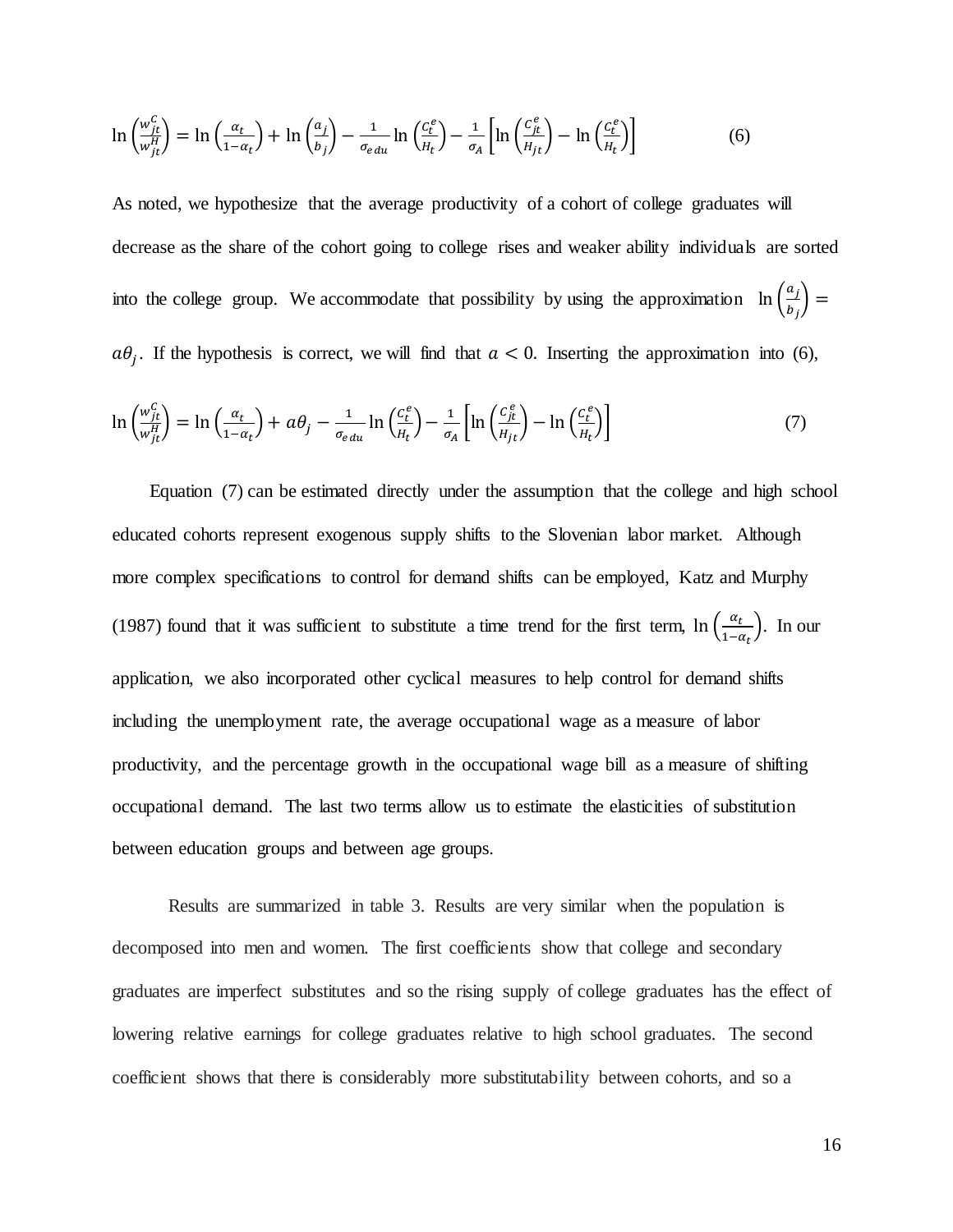$$\ln\left(\frac{w_{jt}^C}{w_{jt}^H}\right) = \ln\left(\frac{\alpha_t}{1-\alpha_t}\right) + \ln\left(\frac{a_j}{b_j}\right) - \frac{1}{\sigma_{edu}}\ln\left(\frac{C_t^e}{H_t}\right) - \frac{1}{\sigma_A}\left[\ln\left(\frac{C_{jt}^e}{H_{jt}}\right) - \ln\left(\frac{C_t^e}{H_t}\right)\right] \tag{6}$$

As noted, we hypothesize that the average productivity of a cohort of college graduates will decrease as the share of the cohort going to college rises and weaker ability individuals are sorted into the college group. We accommodate that possibility by using the approximation $\ln\left(\frac{a_j}{b_j}\right) = a\theta_j$. If the hypothesis is correct, we will find that $a < 0$. Inserting the approximation into (6),

$$\ln\left(\frac{w_{jt}^C}{w_{jt}^H}\right) = \ln\left(\frac{\alpha_t}{1-\alpha_t}\right) + a\theta_j - \frac{1}{\sigma_{edu}}\ln\left(\frac{C_t^e}{H_t}\right) - \frac{1}{\sigma_A}\left[\ln\left(\frac{C_{jt}^e}{H_{jt}}\right) - \ln\left(\frac{C_t^e}{H_t}\right)\right] \tag{7}$$

Equation (7) can be estimated directly under the assumption that the college and high school educated cohorts represent exogenous supply shifts to the Slovenian labor market. Although more complex specifications to control for demand shifts can be employed, Katz and Murphy (1987) found that it was sufficient to substitute a time trend for the first term, $\ln\left(\frac{\alpha_t}{1-\alpha_t}\right)$. In our application, we also incorporated other cyclical measures to help control for demand shifts including the unemployment rate, the average occupational wage as a measure of labor productivity, and the percentage growth in the occupational wage bill as a measure of shifting occupational demand. The last two terms allow us to estimate the elasticities of substitution between education groups and between age groups.

Results are summarized in table 3. Results are very similar when the population is decomposed into men and women. The first coefficients show that college and secondary graduates are imperfect substitutes and so the rising supply of college graduates has the effect of lowering relative earnings for college graduates relative to high school graduates. The second coefficient shows that there is considerably more substitutability between cohorts, and so a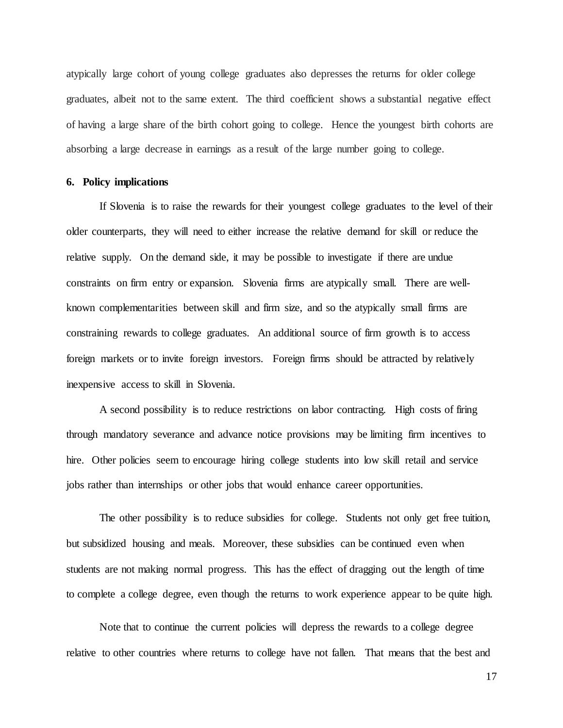atypically large cohort of young college graduates also depresses the returns for older college graduates, albeit not to the same extent. The third coefficient shows a substantial negative effect of having a large share of the birth cohort going to college. Hence the youngest birth cohorts are absorbing a large decrease in earnings as a result of the large number going to college.

## 6. Policy implications

If Slovenia is to raise the rewards for their youngest college graduates to the level of their older counterparts, they will need to either increase the relative demand for skill or reduce the relative supply. On the demand side, it may be possible to investigate if there are undue constraints on firm entry or expansion. Slovenia firms are atypically small. There are well-known complementarities between skill and firm size, and so the atypically small firms are constraining rewards to college graduates. An additional source of firm growth is to access foreign markets or to invite foreign investors. Foreign firms should be attracted by relatively inexpensive access to skill in Slovenia.

A second possibility is to reduce restrictions on labor contracting. High costs of firing through mandatory severance and advance notice provisions may be limiting firm incentives to hire. Other policies seem to encourage hiring college students into low skill retail and service jobs rather than internships or other jobs that would enhance career opportunities.

The other possibility is to reduce subsidies for college. Students not only get free tuition, but subsidized housing and meals. Moreover, these subsidies can be continued even when students are not making normal progress. This has the effect of dragging out the length of time to complete a college degree, even though the returns to work experience appear to be quite high.

Note that to continue the current policies will depress the rewards to a college degree relative to other countries where returns to college have not fallen. That means that the best and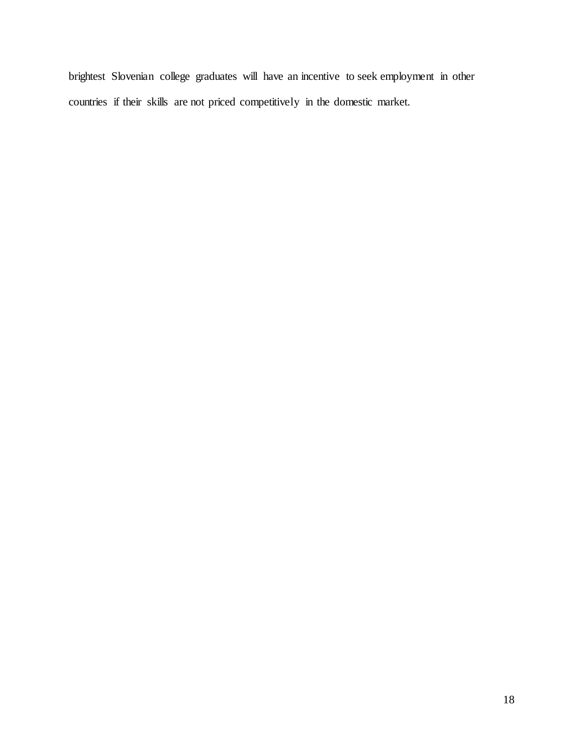brightest Slovenian college graduates will have an incentive to seek employment in other countries if their skills are not priced competitively in the domestic market.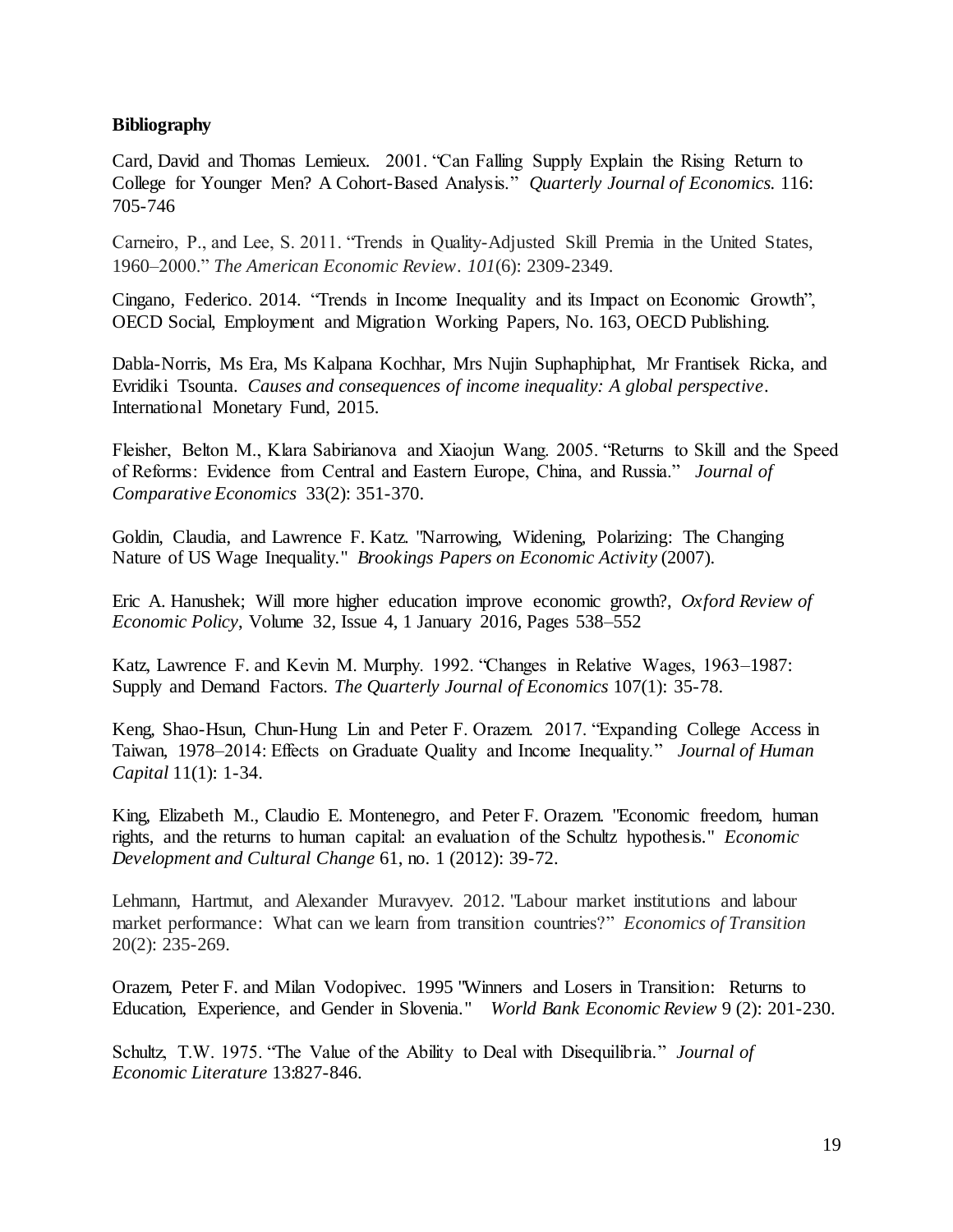**Bibliography**

Card, David and Thomas Lemieux. 2001. "Can Falling Supply Explain the Rising Return to College for Younger Men? A Cohort-Based Analysis." *Quarterly Journal of Economics.* 116: 705-746

Carneiro, P., and Lee, S. 2011. "Trends in Quality-Adjusted Skill Premia in the United States, 1960–2000." *The American Economic Review*. *101*(6): 2309-2349.

Cingano, Federico. 2014. "Trends in Income Inequality and its Impact on Economic Growth", OECD Social, Employment and Migration Working Papers, No. 163, OECD Publishing.

Dabla-Norris, Ms Era, Ms Kalpana Kochhar, Mrs Nujin Suphaphiphat, Mr Frantisek Ricka, and Evridiki Tsounta. *Causes and consequences of income inequality: A global perspective*. International Monetary Fund, 2015.

Fleisher, Belton M., Klara Sabirianova and Xiaojun Wang. 2005. "Returns to Skill and the Speed of Reforms: Evidence from Central and Eastern Europe, China, and Russia." *Journal of Comparative Economics* 33(2): 351-370.

Goldin, Claudia, and Lawrence F. Katz. "Narrowing, Widening, Polarizing: The Changing Nature of US Wage Inequality." *Brookings Papers on Economic Activity* (2007).

Eric A. Hanushek; Will more higher education improve economic growth?, *Oxford Review of Economic Policy*, Volume 32, Issue 4, 1 January 2016, Pages 538–552

Katz, Lawrence F. and Kevin M. Murphy. 1992. "Changes in Relative Wages, 1963–1987: Supply and Demand Factors. *The Quarterly Journal of Economics* 107(1): 35-78.

Keng, Shao-Hsun, Chun-Hung Lin and Peter F. Orazem. 2017. "Expanding College Access in Taiwan, 1978–2014: Effects on Graduate Quality and Income Inequality." *Journal of Human Capital* 11(1): 1-34.

King, Elizabeth M., Claudio E. Montenegro, and Peter F. Orazem. "Economic freedom, human rights, and the returns to human capital: an evaluation of the Schultz hypothesis." *Economic Development and Cultural Change* 61, no. 1 (2012): 39-72.

Lehmann, Hartmut, and Alexander Muravyev. 2012. "Labour market institutions and labour market performance: What can we learn from transition countries?" *Economics of Transition* 20(2): 235-269.

Orazem, Peter F. and Milan Vodopivec. 1995 "Winners and Losers in Transition: Returns to Education, Experience, and Gender in Slovenia." *World Bank Economic Review* 9 (2): 201-230.

Schultz, T.W. 1975. "The Value of the Ability to Deal with Disequilibria." *Journal of Economic Literature* 13:827-846.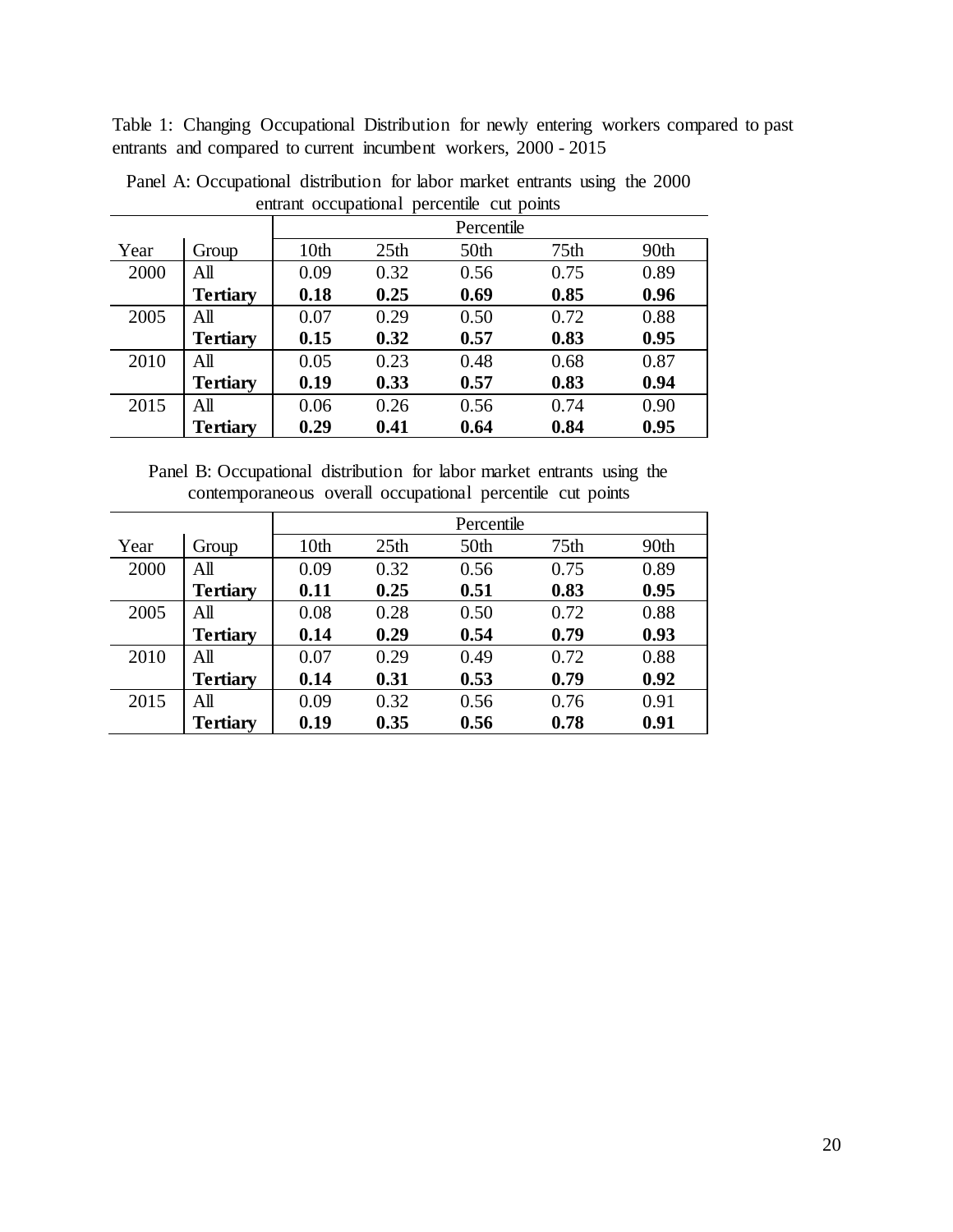Table 1: Changing Occupational Distribution for newly entering workers compared to past entrants and compared to current incumbent workers, 2000 - 2015

Panel A: Occupational distribution for labor market entrants using the 2000 entrant occupational percentile cut points

| | | Percentile | | | | |
|---|---|---|---|---|---|---|
| Year | Group | 10th | 25th | 50th | 75th | 90th |
| 2000 | All | 0.09 | 0.32 | 0.56 | 0.75 | 0.89 |
| | **Tertiary** | **0.18** | **0.25** | **0.69** | **0.85** | **0.96** |
| 2005 | All | 0.07 | 0.29 | 0.50 | 0.72 | 0.88 |
| | **Tertiary** | **0.15** | **0.32** | **0.57** | **0.83** | **0.95** |
| 2010 | All | 0.05 | 0.23 | 0.48 | 0.68 | 0.87 |
| | **Tertiary** | **0.19** | **0.33** | **0.57** | **0.83** | **0.94** |
| 2015 | All | 0.06 | 0.26 | 0.56 | 0.74 | 0.90 |
| | **Tertiary** | **0.29** | **0.41** | **0.64** | **0.84** | **0.95** |

Panel B: Occupational distribution for labor market entrants using the contemporaneous overall occupational percentile cut points

| | | Percentile | | | | |
|---|---|---|---|---|---|---|
| Year | Group | 10th | 25th | 50th | 75th | 90th |
| 2000 | All | 0.09 | 0.32 | 0.56 | 0.75 | 0.89 |
| | **Tertiary** | **0.11** | **0.25** | **0.51** | **0.83** | **0.95** |
| 2005 | All | 0.08 | 0.28 | 0.50 | 0.72 | 0.88 |
| | **Tertiary** | **0.14** | **0.29** | **0.54** | **0.79** | **0.93** |
| 2010 | All | 0.07 | 0.29 | 0.49 | 0.72 | 0.88 |
| | **Tertiary** | **0.14** | **0.31** | **0.53** | **0.79** | **0.92** |
| 2015 | All | 0.09 | 0.32 | 0.56 | 0.76 | 0.91 |
| | **Tertiary** | **0.19** | **0.35** | **0.56** | **0.78** | **0.91** |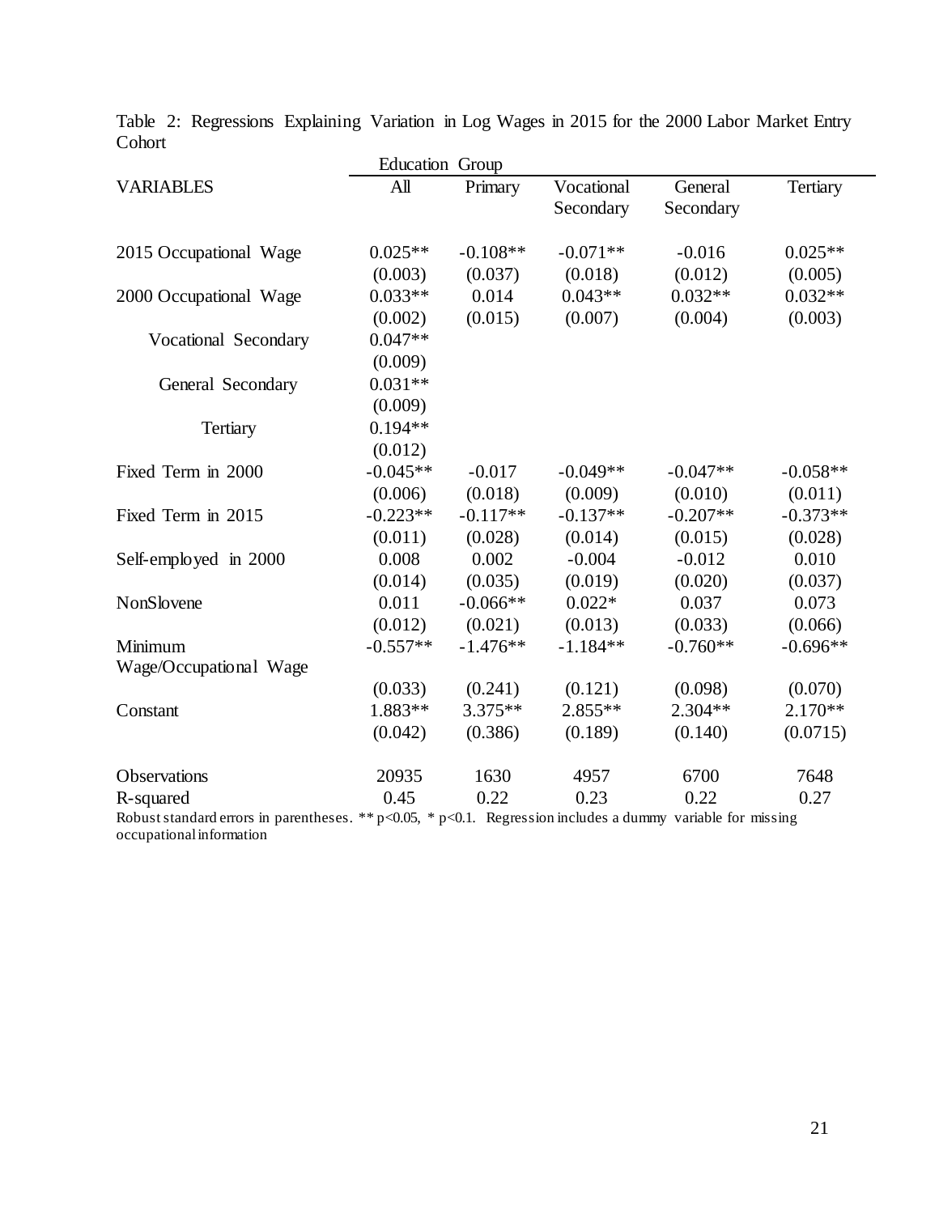Table 2: Regressions Explaining Variation in Log Wages in 2015 for the 2000 Labor Market Entry Cohort

| | Education Group | | | | |
|---|---|---|---|---|---|
| VARIABLES | All | Primary | Vocational Secondary | General Secondary | Tertiary |
| 2015 Occupational Wage | 0.025** | -0.108** | -0.071** | -0.016 | 0.025** |
| | (0.003) | (0.037) | (0.018) | (0.012) | (0.005) |
| 2000 Occupational Wage | 0.033** | 0.014 | 0.043** | 0.032** | 0.032** |
| | (0.002) | (0.015) | (0.007) | (0.004) | (0.003) |
| Vocational Secondary | 0.047** | | | | |
| | (0.009) | | | | |
| General Secondary | 0.031** | | | | |
| | (0.009) | | | | |
| Tertiary | 0.194** | | | | |
| | (0.012) | | | | |
| Fixed Term in 2000 | -0.045** | -0.017 | -0.049** | -0.047** | -0.058** |
| | (0.006) | (0.018) | (0.009) | (0.010) | (0.011) |
| Fixed Term in 2015 | -0.223** | -0.117** | -0.137** | -0.207** | -0.373** |
| | (0.011) | (0.028) | (0.014) | (0.015) | (0.028) |
| Self-employed in 2000 | 0.008 | 0.002 | -0.004 | -0.012 | 0.010 |
| | (0.014) | (0.035) | (0.019) | (0.020) | (0.037) |
| NonSlovene | 0.011 | -0.066** | 0.022* | 0.037 | 0.073 |
| | (0.012) | (0.021) | (0.013) | (0.033) | (0.066) |
| Minimum Wage/Occupational Wage | -0.557** | -1.476** | -1.184** | -0.760** | -0.696** |
| | (0.033) | (0.241) | (0.121) | (0.098) | (0.070) |
| Constant | 1.883** | 3.375** | 2.855** | 2.304** | 2.170** |
| | (0.042) | (0.386) | (0.189) | (0.140) | (0.0715) |
| Observations | 20935 | 1630 | 4957 | 6700 | 7648 |
| R-squared | 0.45 | 0.22 | 0.23 | 0.22 | 0.27 |

Robust standard errors in parentheses. ** p<0.05, * p<0.1. Regression includes a dummy variable for missing occupational information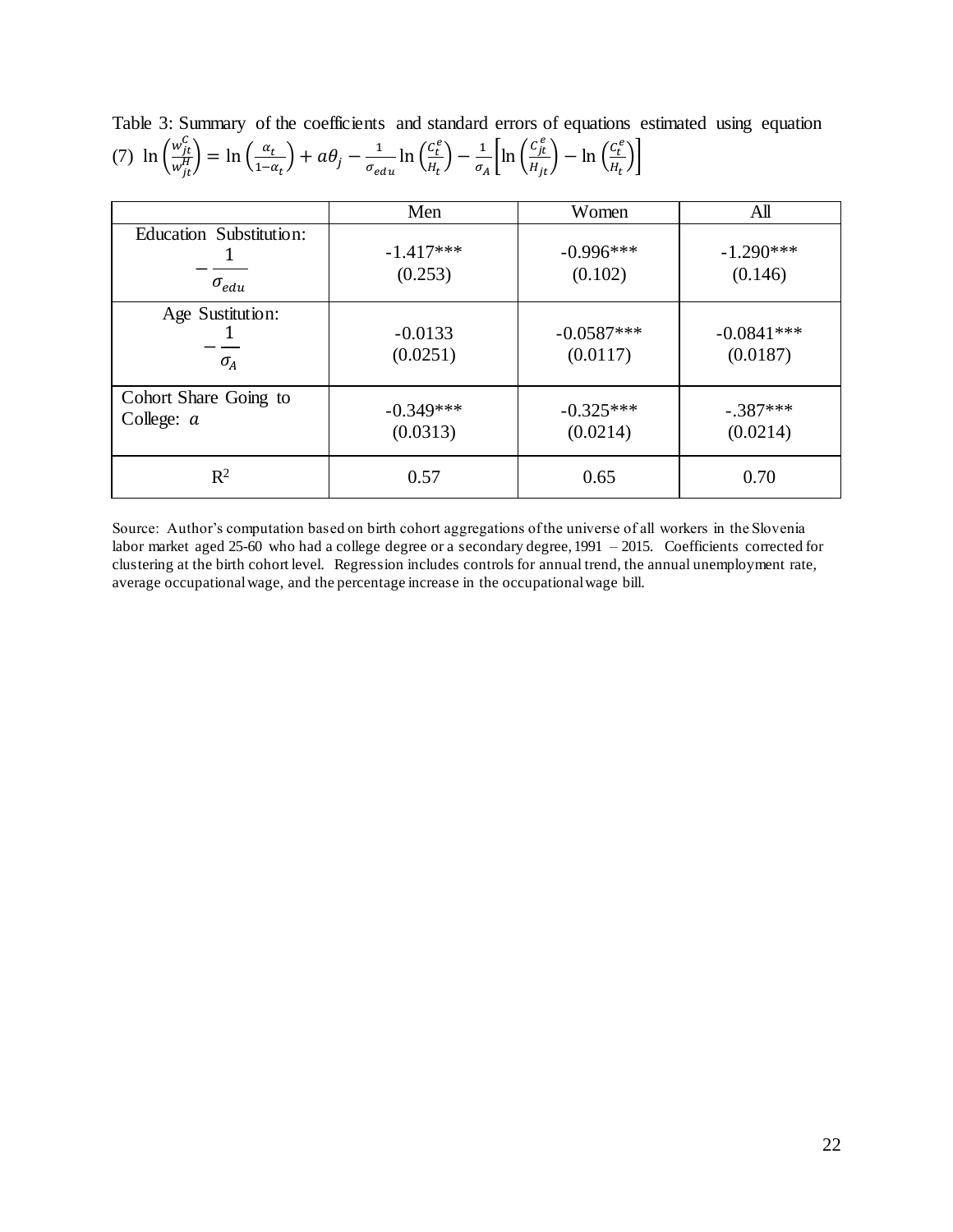Table 3: Summary of the coefficients and standard errors of equations estimated using equation (7) $\ln\left(\frac{w_{jt}^{C}}{w_{jt}^{H}}\right) = \ln\left(\frac{\alpha_t}{1-\alpha_t}\right) + a\theta_j - \frac{1}{\sigma_{edu}}\ln\left(\frac{C_t^e}{H_t}\right) - \frac{1}{\sigma_A}\left[\ln\left(\frac{C_{jt}^e}{H_{jt}}\right) - \ln\left(\frac{C_t^e}{H_t}\right)\right]$

| | Men | Women | All |
|---|---|---|---|
| Education Substitution: $-\frac{1}{\sigma_{edu}}$ | -1.417*** (0.253) | -0.996*** (0.102) | -1.290*** (0.146) |
| Age Sustitution: $-\frac{1}{\sigma_A}$ | -0.0133 (0.0251) | -0.0587*** (0.0117) | -0.0841*** (0.0187) |
| Cohort Share Going to College: $a$ | -0.349*** (0.0313) | -0.325*** (0.0214) | -.387*** (0.0214) |
| $R^2$ | 0.57 | 0.65 | 0.70 |

Source: Author's computation based on birth cohort aggregations of the universe of all workers in the Slovenia labor market aged 25-60 who had a college degree or a secondary degree, 1991 – 2015. Coefficients corrected for clustering at the birth cohort level. Regression includes controls for annual trend, the annual unemployment rate, average occupational wage, and the percentage increase in the occupational wage bill.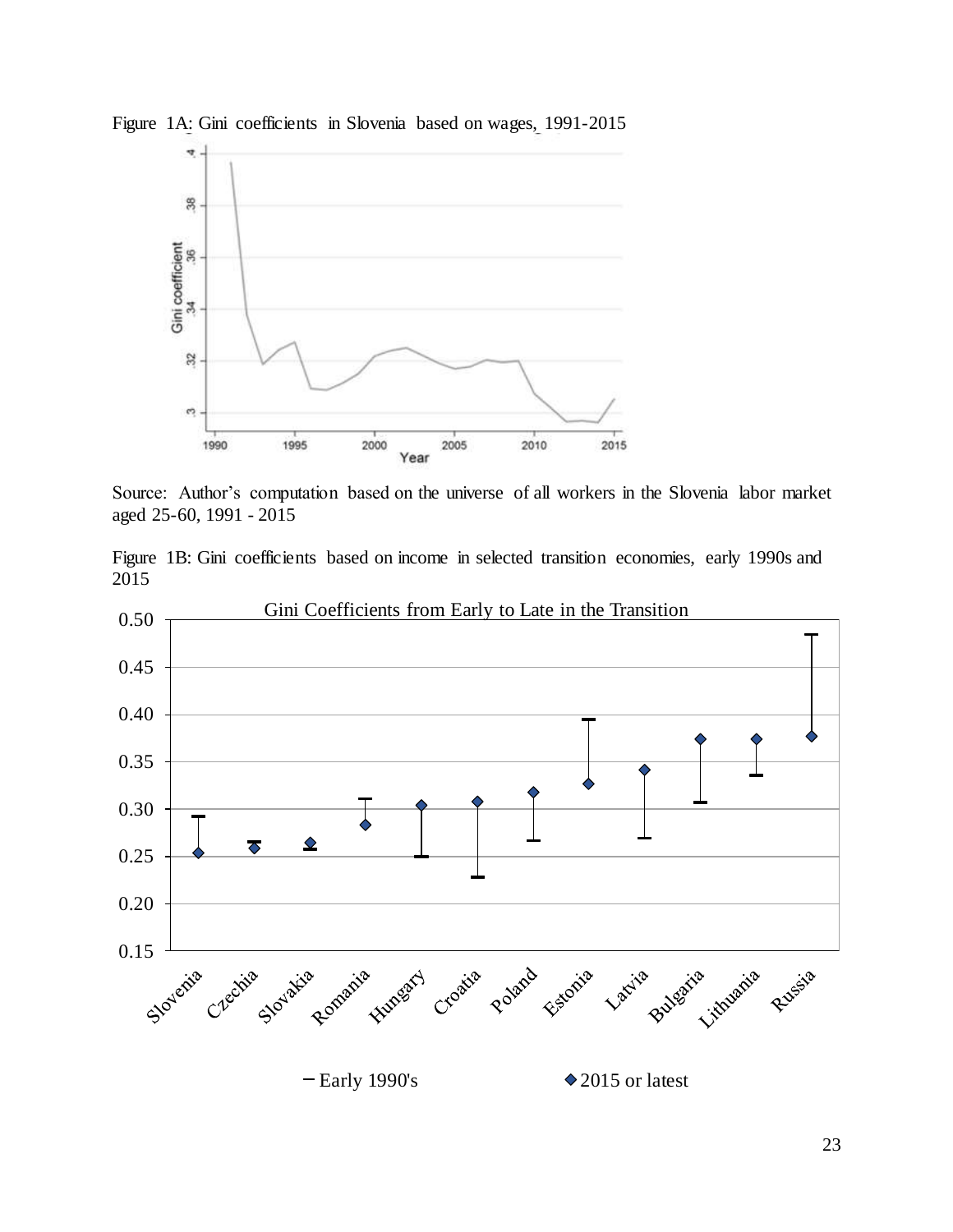Figure 1A: Gini coefficients in Slovenia based on wages, 1991-2015

Source: Author's computation based on the universe of all workers in the Slovenia labor market aged 25-60, 1991 - 2015

Figure 1B: Gini coefficients based on income in selected transition economies, early 1990s and 2015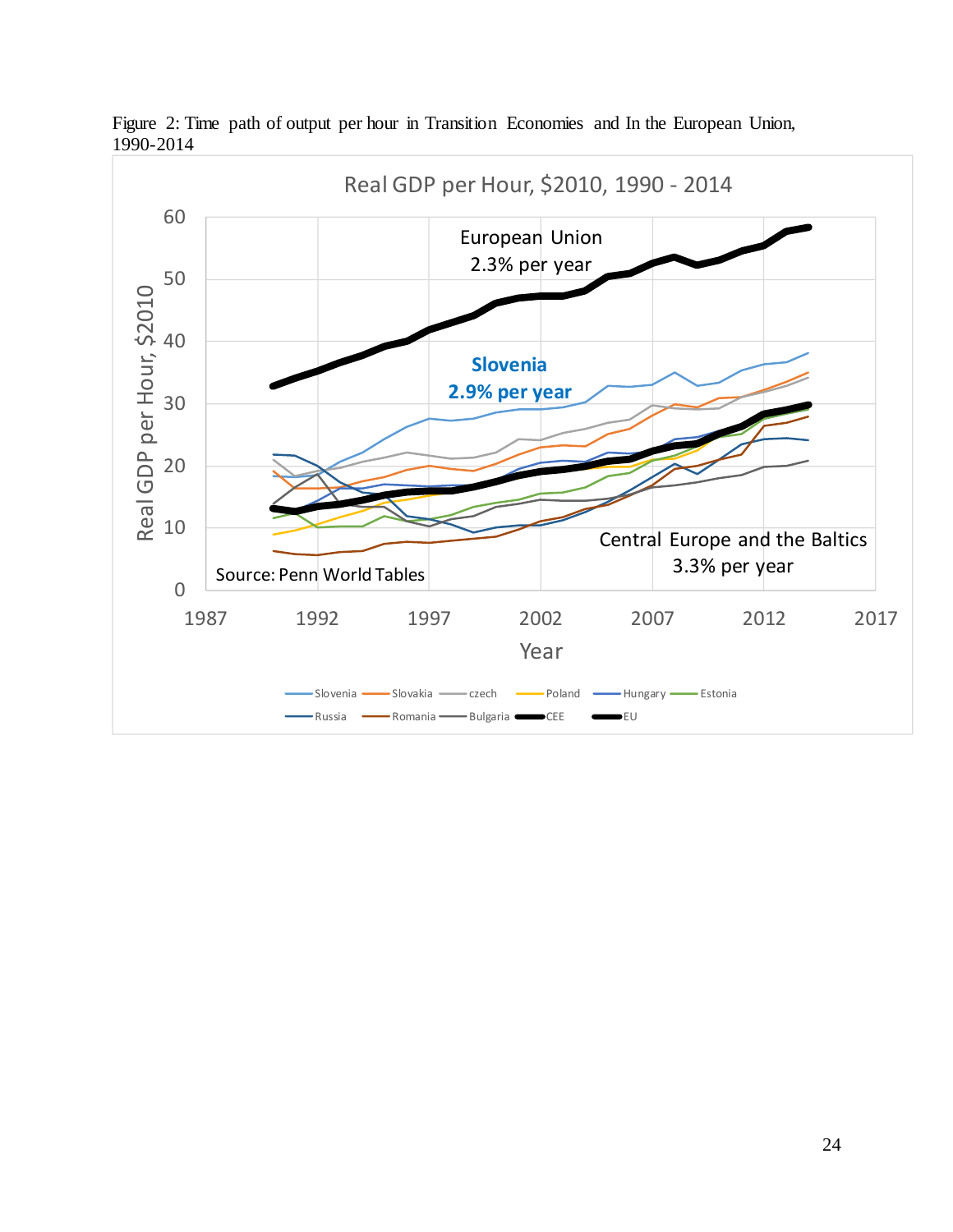Figure 2: Time path of output per hour in Transition Economies and In the European Union, 1990-2014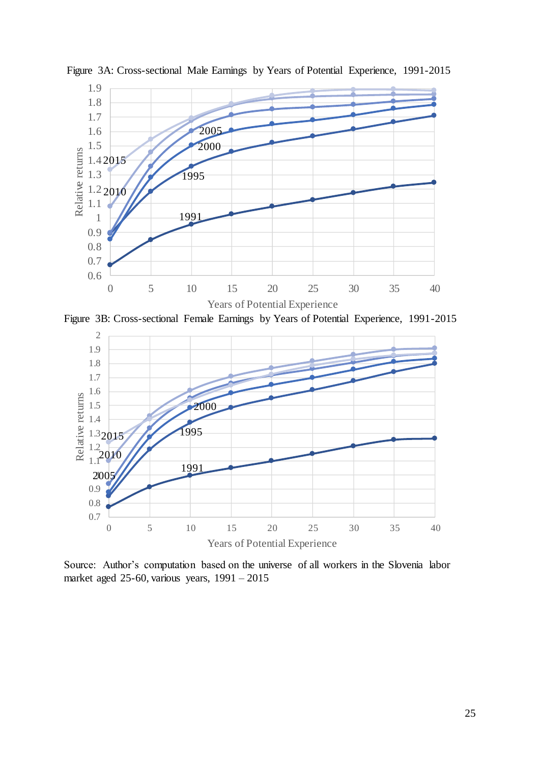Figure 3A: Cross-sectional Male Earnings by Years of Potential Experience, 1991-2015

Figure 3B: Cross-sectional Female Earnings by Years of Potential Experience, 1991-2015

Source: Author's computation based on the universe of all workers in the Slovenia labor market aged 25-60, various years, 1991 – 2015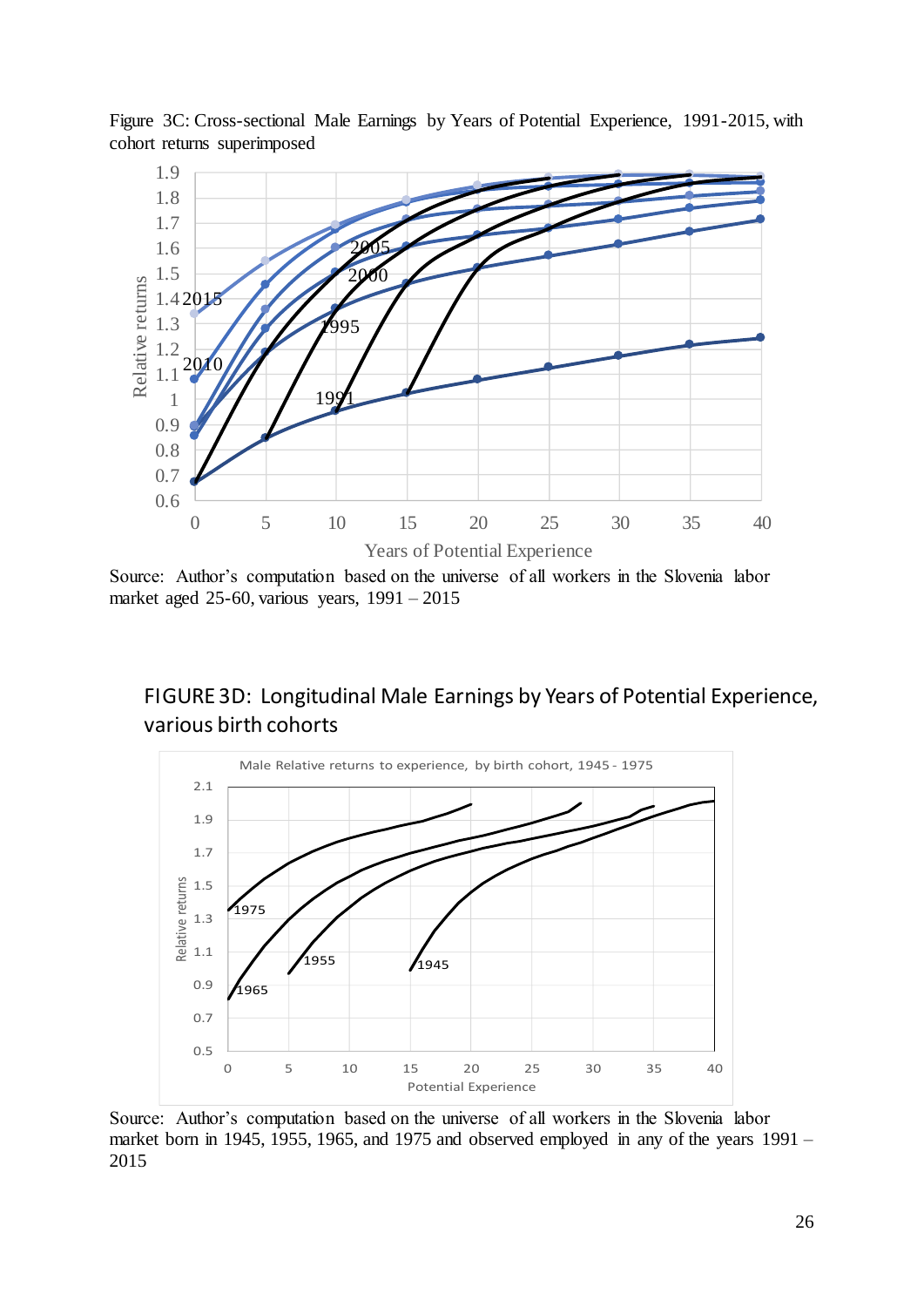Figure 3C: Cross-sectional Male Earnings by Years of Potential Experience, 1991-2015, with cohort returns superimposed

Source: Author's computation based on the universe of all workers in the Slovenia labor market aged 25-60, various years, 1991 – 2015

FIGURE 3D: Longitudinal Male Earnings by Years of Potential Experience, various birth cohorts

Source: Author's computation based on the universe of all workers in the Slovenia labor market born in 1945, 1955, 1965, and 1975 and observed employed in any of the years 1991 – 2015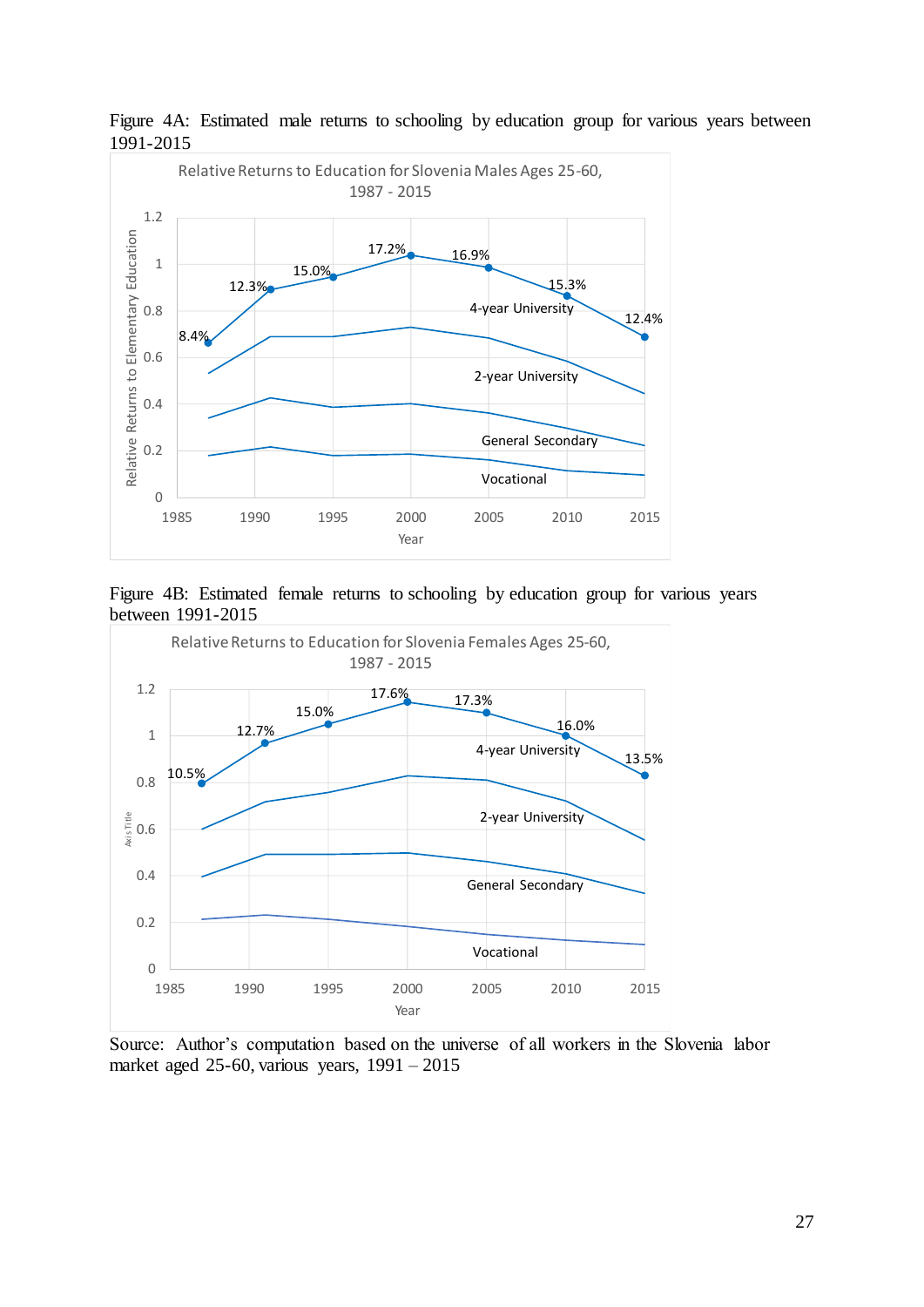Figure 4A: Estimated male returns to schooling by education group for various years between 1991-2015

Relative Returns to Education for Slovenia Males Ages 25-60, 1987 - 2015

Figure 4B: Estimated female returns to schooling by education group for various years between 1991-2015

Relative Returns to Education for Slovenia Females Ages 25-60, 1987 - 2015

Source: Author's computation based on the universe of all workers in the Slovenia labor market aged 25-60, various years, 1991 – 2015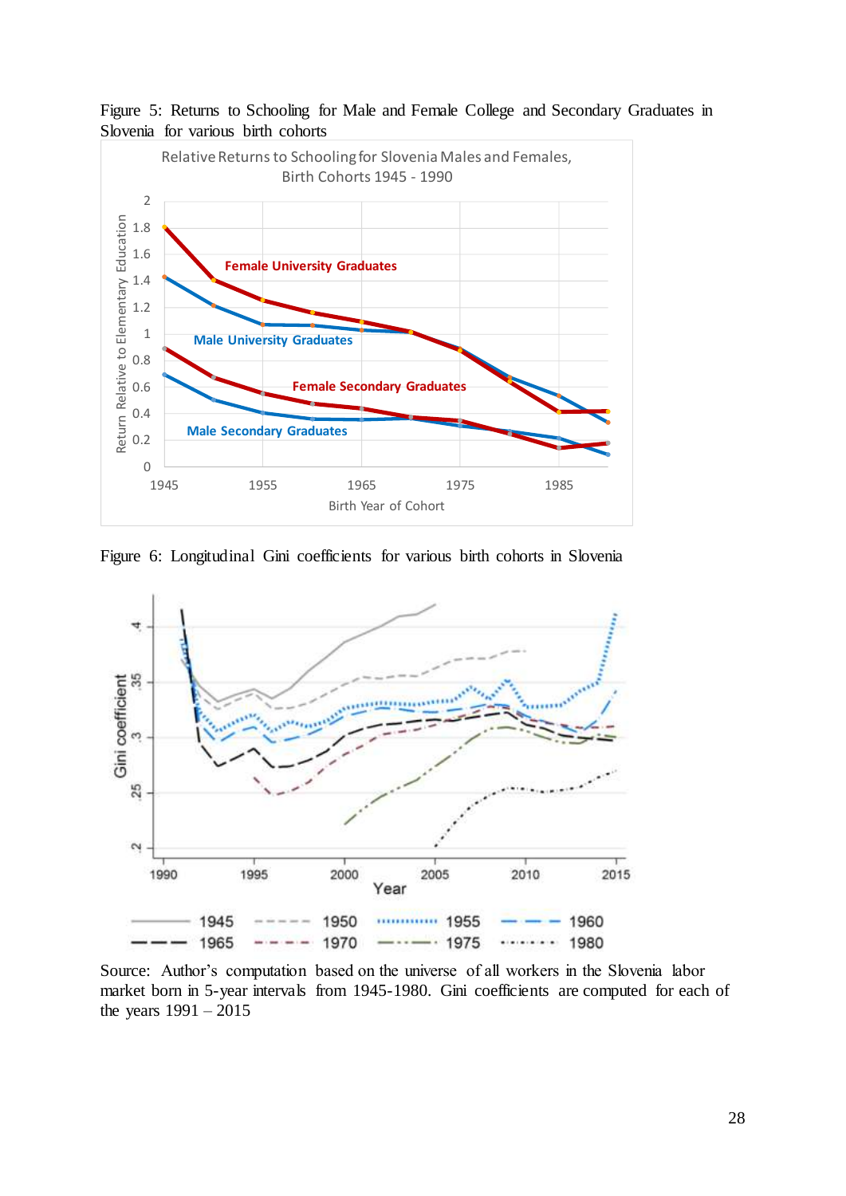Figure 5: Returns to Schooling for Male and Female College and Secondary Graduates in Slovenia for various birth cohorts

Figure 6: Longitudinal Gini coefficients for various birth cohorts in Slovenia

Source: Author's computation based on the universe of all workers in the Slovenia labor market born in 5-year intervals from 1945-1980. Gini coefficients are computed for each of the years 1991 – 2015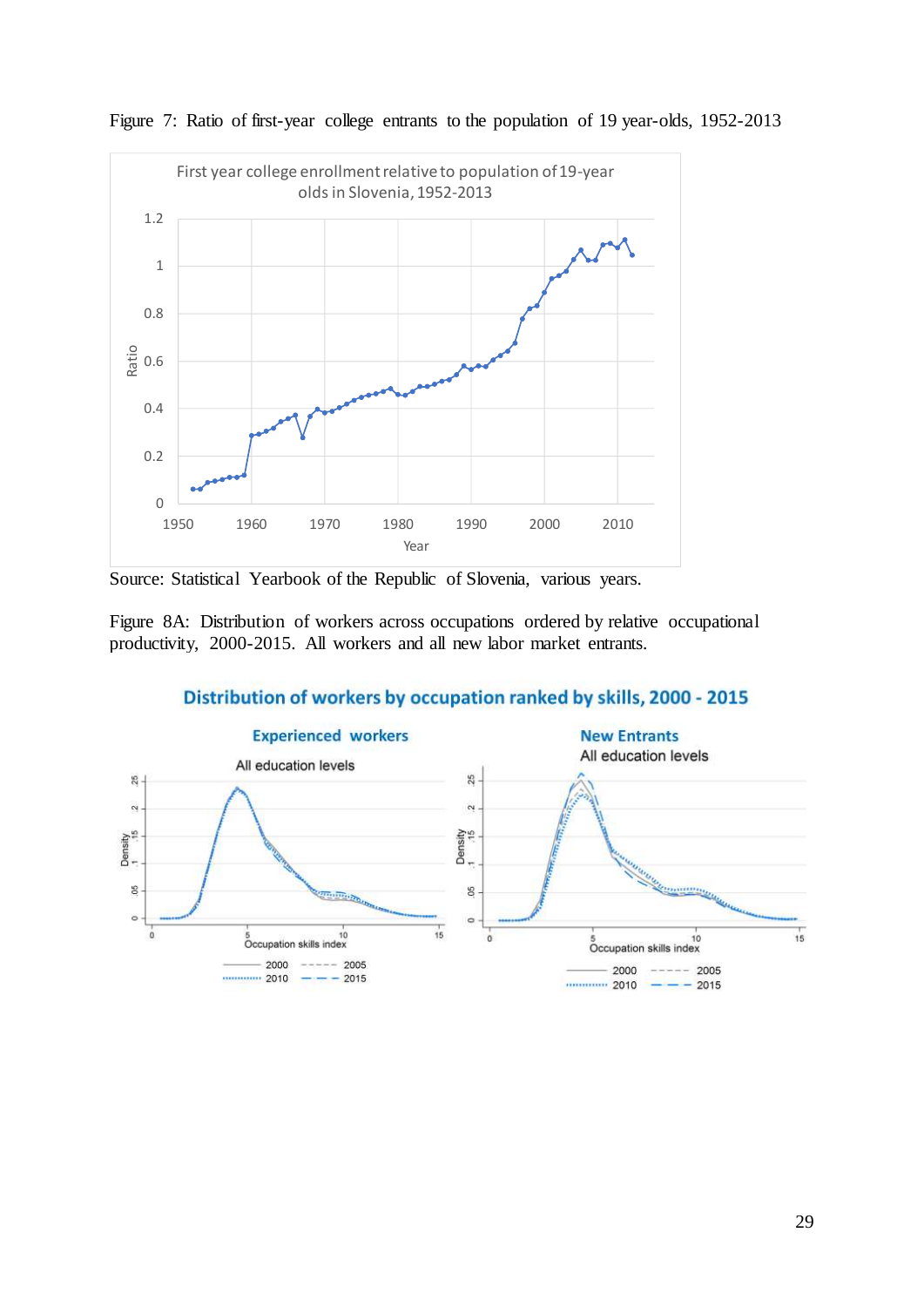Figure 7: Ratio of first-year college entrants to the population of 19 year-olds, 1952-2013

Source: Statistical Yearbook of the Republic of Slovenia, various years.

Figure 8A: Distribution of workers across occupations ordered by relative occupational productivity, 2000-2015. All workers and all new labor market entrants.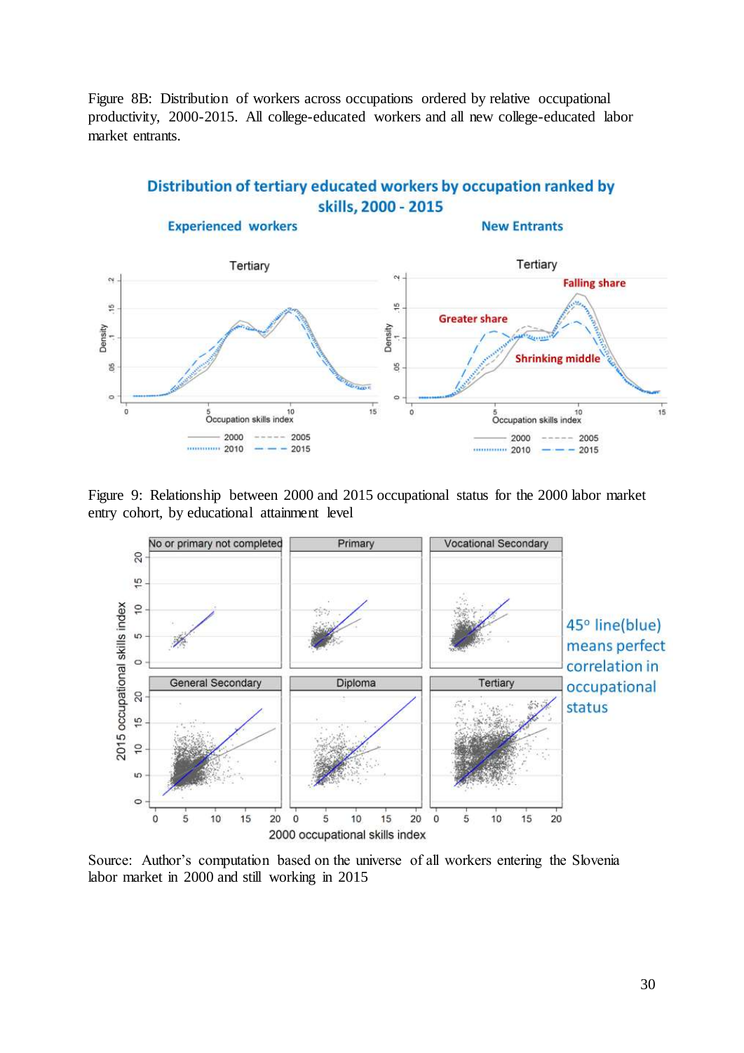Figure 8B: Distribution of workers across occupations ordered by relative occupational productivity, 2000-2015. All college-educated workers and all new college-educated labor market entrants.

Figure 9: Relationship between 2000 and 2015 occupational status for the 2000 labor market entry cohort, by educational attainment level

Source: Author's computation based on the universe of all workers entering the Slovenia labor market in 2000 and still working in 2015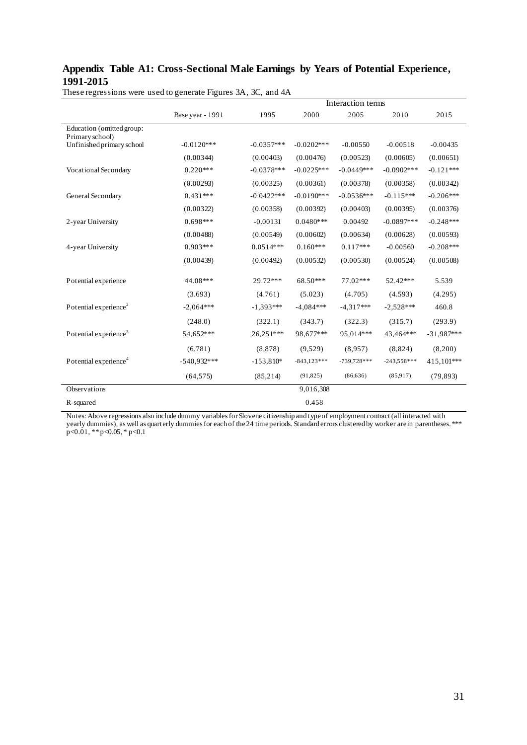## Appendix Table A1: Cross-Sectional Male Earnings by Years of Potential Experience, 1991-2015

These regressions were used to generate Figures 3A, 3C, and 4A

| | Base year - 1991 | Interaction terms | | | | |
|---|---|---|---|---|---|---|
| | | 1995 | 2000 | 2005 | 2010 | 2015 |
| Education (omitted group: Primary school) | | | | | | |
| Unfinished primary school | -0.0120*** | -0.0357*** | -0.0202*** | -0.00550 | -0.00518 | -0.00435 |
| | (0.00344) | (0.00403) | (0.00476) | (0.00523) | (0.00605) | (0.00651) |
| Vocational Secondary | 0.220*** | -0.0378*** | -0.0225*** | -0.0449*** | -0.0902*** | -0.121*** |
| | (0.00293) | (0.00325) | (0.00361) | (0.00378) | (0.00358) | (0.00342) |
| General Secondary | 0.431*** | -0.0422*** | -0.0190*** | -0.0536*** | -0.115*** | -0.206*** |
| | (0.00322) | (0.00358) | (0.00392) | (0.00403) | (0.00395) | (0.00376) |
| 2-year University | 0.698*** | -0.00131 | 0.0480*** | 0.00492 | -0.0897*** | -0.248*** |
| | (0.00488) | (0.00549) | (0.00602) | (0.00634) | (0.00628) | (0.00593) |
| 4-year University | 0.903*** | 0.0514*** | 0.160*** | 0.117*** | -0.00560 | -0.208*** |
| | (0.00439) | (0.00492) | (0.00532) | (0.00530) | (0.00524) | (0.00508) |
| Potential experience | 44.08*** | 29.72*** | 68.50*** | 77.02*** | 52.42*** | 5.539 |
| | (3.693) | (4.761) | (5.023) | (4.705) | (4.593) | (4.295) |
| Potential experience$^2$ | -2,064*** | -1,393*** | -4,084*** | -4,317*** | -2,528*** | 460.8 |
| | (248.0) | (322.1) | (343.7) | (322.3) | (315.7) | (293.9) |
| Potential experience$^3$ | 54,652*** | 26,251*** | 98,677*** | 95,014*** | 43,464*** | -31,987*** |
| | (6,781) | (8,878) | (9,529) | (8,957) | (8,824) | (8,200) |
| Potential experience$^4$ | -540,932*** | -153,810* | -843,123*** | -739,728*** | -243,558*** | 415,101*** |
| | (64,575) | (85,214) | (91,825) | (86,636) | (85,917) | (79,893) |
| Observations | | | 9,016,308 | | | |
| R-squared | | | 0.458 | | | |

Notes: Above regressions also include dummy variables for Slovene citizenship and type of employment contract (all interacted with yearly dummies), as well as quarterly dummies for each of the 24 time periods. Standard errors clustered by worker are in parentheses. *** p<0.01, ** p<0.05, * p<0.1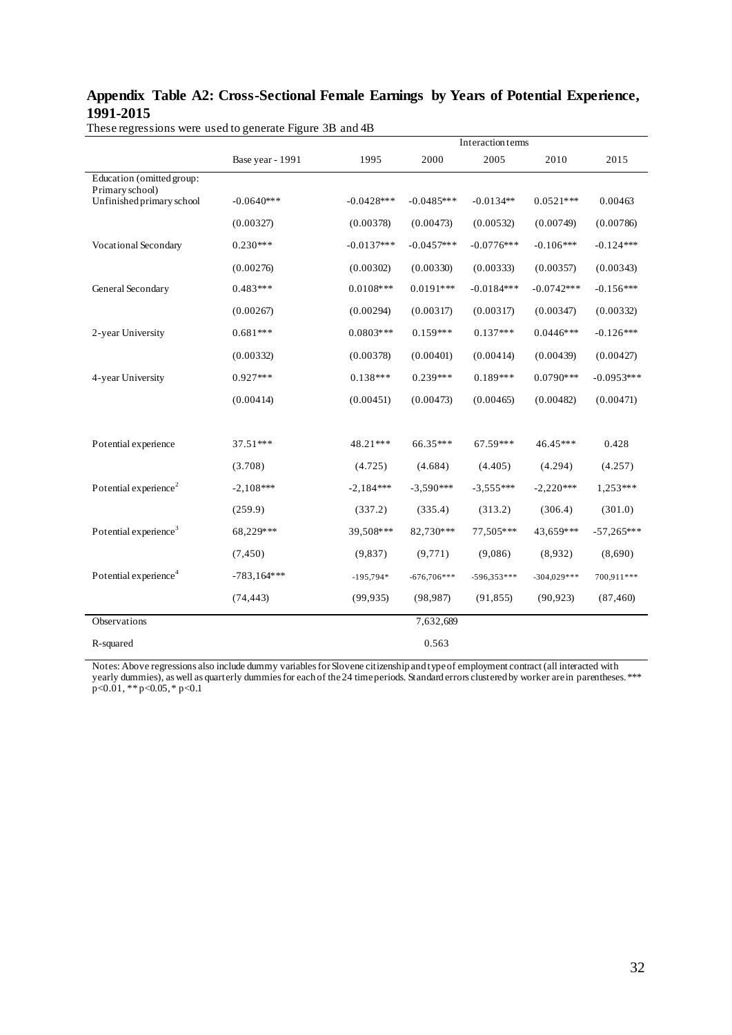## Appendix Table A2: Cross-Sectional Female Earnings by Years of Potential Experience, 1991-2015

These regressions were used to generate Figure 3B and 4B

| | Base year - 1991 | Interaction terms | | | | |
|---|---|---|---|---|---|---|
| | | 1995 | 2000 | 2005 | 2010 | 2015 |
| Education (omitted group: Primary school) | | | | | | |
| Unfinished primary school | -0.0640*** | -0.0428*** | -0.0485*** | -0.0134** | 0.0521*** | 0.00463 |
| | (0.00327) | (0.00378) | (0.00473) | (0.00532) | (0.00749) | (0.00786) |
| Vocational Secondary | 0.230*** | -0.0137*** | -0.0457*** | -0.0776*** | -0.106*** | -0.124*** |
| | (0.00276) | (0.00302) | (0.00330) | (0.00333) | (0.00357) | (0.00343) |
| General Secondary | 0.483*** | 0.0108*** | 0.0191*** | -0.0184*** | -0.0742*** | -0.156*** |
| | (0.00267) | (0.00294) | (0.00317) | (0.00317) | (0.00347) | (0.00332) |
| 2-year University | 0.681*** | 0.0803*** | 0.159*** | 0.137*** | 0.0446*** | -0.126*** |
| | (0.00332) | (0.00378) | (0.00401) | (0.00414) | (0.00439) | (0.00427) |
| 4-year University | 0.927*** | 0.138*** | 0.239*** | 0.189*** | 0.0790*** | -0.0953*** |
| | (0.00414) | (0.00451) | (0.00473) | (0.00465) | (0.00482) | (0.00471) |
| Potential experience | 37.51*** | 48.21*** | 66.35*** | 67.59*** | 46.45*** | 0.428 |
| | (3.708) | (4.725) | (4.684) | (4.405) | (4.294) | (4.257) |
| Potential experience$^2$ | -2,108*** | -2,184*** | -3,590*** | -3,555*** | -2,220*** | 1,253*** |
| | (259.9) | (337.2) | (335.4) | (313.2) | (306.4) | (301.0) |
| Potential experience$^3$ | 68,229*** | 39,508*** | 82,730*** | 77,505*** | 43,659*** | -57,265*** |
| | (7,450) | (9,837) | (9,771) | (9,086) | (8,932) | (8,690) |
| Potential experience$^4$ | -783,164*** | -195,794* | -676,706*** | -596,353*** | -304,029*** | 700,911*** |
| | (74,443) | (99,935) | (98,987) | (91,855) | (90,923) | (87,460) |
| Observations | | | 7,632,689 | | | |
| R-squared | | | 0.563 | | | |

Notes: Above regressions also include dummy variables for Slovene citizenship and type of employment contract (all interacted with yearly dummies), as well as quarterly dummies for each of the 24 time periods. Standard errors clustered by worker are in parentheses. *** p<0.01, ** p<0.05, * p<0.1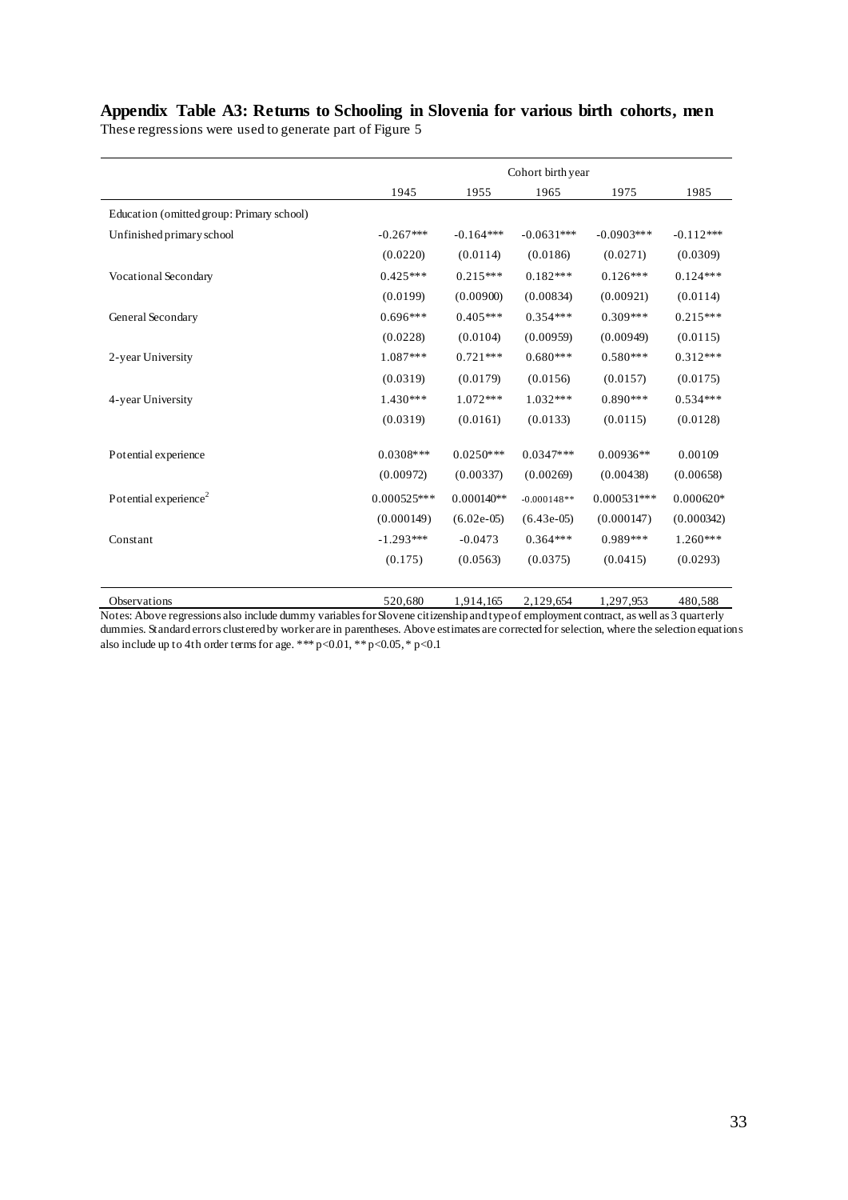## Appendix Table A3: Returns to Schooling in Slovenia for various birth cohorts, men

These regressions were used to generate part of Figure 5

| | Cohort birth year | | | | |
|---|---|---|---|---|---|
| | 1945 | 1955 | 1965 | 1975 | 1985 |
| Education (omitted group: Primary school) | | | | | |
| Unfinished primary school | -0.267*** | -0.164*** | -0.0631*** | -0.0903*** | -0.112*** |
| | (0.0220) | (0.0114) | (0.0186) | (0.0271) | (0.0309) |
| Vocational Secondary | 0.425*** | 0.215*** | 0.182*** | 0.126*** | 0.124*** |
| | (0.0199) | (0.00900) | (0.00834) | (0.00921) | (0.0114) |
| General Secondary | 0.696*** | 0.405*** | 0.354*** | 0.309*** | 0.215*** |
| | (0.0228) | (0.0104) | (0.00959) | (0.00949) | (0.0115) |
| 2-year University | 1.087*** | 0.721*** | 0.680*** | 0.580*** | 0.312*** |
| | (0.0319) | (0.0179) | (0.0156) | (0.0157) | (0.0175) |
| 4-year University | 1.430*** | 1.072*** | 1.032*** | 0.890*** | 0.534*** |
| | (0.0319) | (0.0161) | (0.0133) | (0.0115) | (0.0128) |
| Potential experience | 0.0308*** | 0.0250*** | 0.0347*** | 0.00936** | 0.00109 |
| | (0.00972) | (0.00337) | (0.00269) | (0.00438) | (0.00658) |
| Potential experience$^2$ | 0.000525*** | 0.000140** | -0.000148** | 0.000531*** | 0.000620* |
| | (0.000149) | (6.02e-05) | (6.43e-05) | (0.000147) | (0.000342) |
| Constant | -1.293*** | -0.0473 | 0.364*** | 0.989*** | 1.260*** |
| | (0.175) | (0.0563) | (0.0375) | (0.0415) | (0.0293) |
| Observations | 520,680 | 1,914,165 | 2,129,654 | 1,297,953 | 480,588 |

Notes: Above regressions also include dummy variables for Slovene citizenship and type of employment contract, as well as 3 quarterly dummies. Standard errors clustered by worker are in parentheses. Above estimates are corrected for selection, where the selection equations also include up to 4th order terms for age. *** p<0.01, ** p<0.05, * p<0.1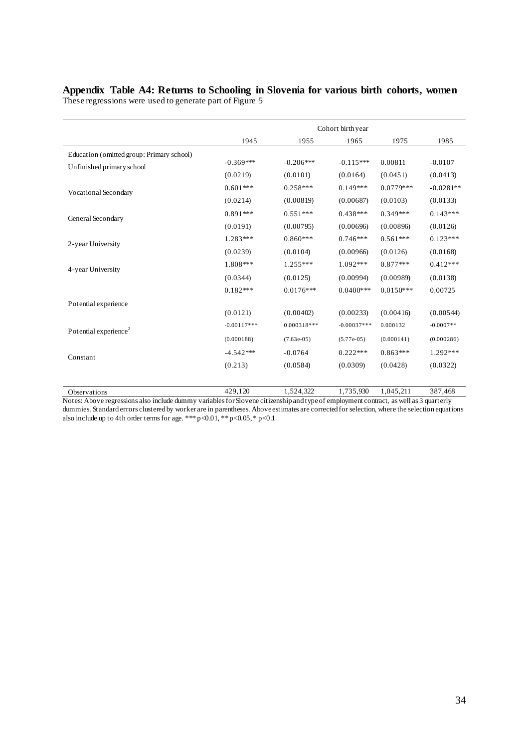**Appendix Table A4: Returns to Schooling in Slovenia for various birth cohorts, women**

These regressions were used to generate part of Figure 5

| | Cohort birth year | | | | |
|---|---|---|---|---|---|
| | 1945 | 1955 | 1965 | 1975 | 1985 |
| Education (omitted group: Primary school) | | | | | |
| Unfinished primary school | -0.369*** | -0.206*** | -0.115*** | 0.00811 | -0.0107 |
| | (0.0219) | (0.0101) | (0.0164) | (0.0451) | (0.0413) |
| Vocational Secondary | 0.601*** | 0.258*** | 0.149*** | 0.0779*** | -0.0281** |
| | (0.0214) | (0.00819) | (0.00687) | (0.0103) | (0.0133) |
| General Secondary | 0.891*** | 0.551*** | 0.438*** | 0.349*** | 0.143*** |
| | (0.0191) | (0.00795) | (0.00696) | (0.00896) | (0.0126) |
| 2-year University | 1.283*** | 0.860*** | 0.746*** | 0.561*** | 0.123*** |
| | (0.0239) | (0.0104) | (0.00966) | (0.0126) | (0.0168) |
| 4-year University | 1.808*** | 1.255*** | 1.092*** | 0.877*** | 0.412*** |
| | (0.0344) | (0.0125) | (0.00994) | (0.00989) | (0.0138) |
| Potential experience | 0.182*** | 0.0176*** | 0.0400*** | 0.0150*** | 0.00725 |
| | (0.0121) | (0.00402) | (0.00233) | (0.00416) | (0.00544) |
| Potential experience$^2$ | -0.00117*** | 0.000318*** | -0.00037*** | 0.000132 | -0.0007** |
| | (0.000188) | (7.63e-05) | (5.77e-05) | (0.000141) | (0.000286) |
| Constant | -4.542*** | -0.0764 | 0.222*** | 0.863*** | 1.292*** |
| | (0.213) | (0.0584) | (0.0309) | (0.0428) | (0.0322) |
| Observations | 429,120 | 1,524,322 | 1,735,930 | 1,045,211 | 387,468 |

Notes: Above regressions also include dummy variables for Slovene citizenship and type of employment contract, as well as 3 quarterly dummies. Standard errors clustered by worker are in parentheses. Above estimates are corrected for selection, where the selection equations also include up to 4th order terms for age. *** p<0.01, ** p<0.05, * p<0.1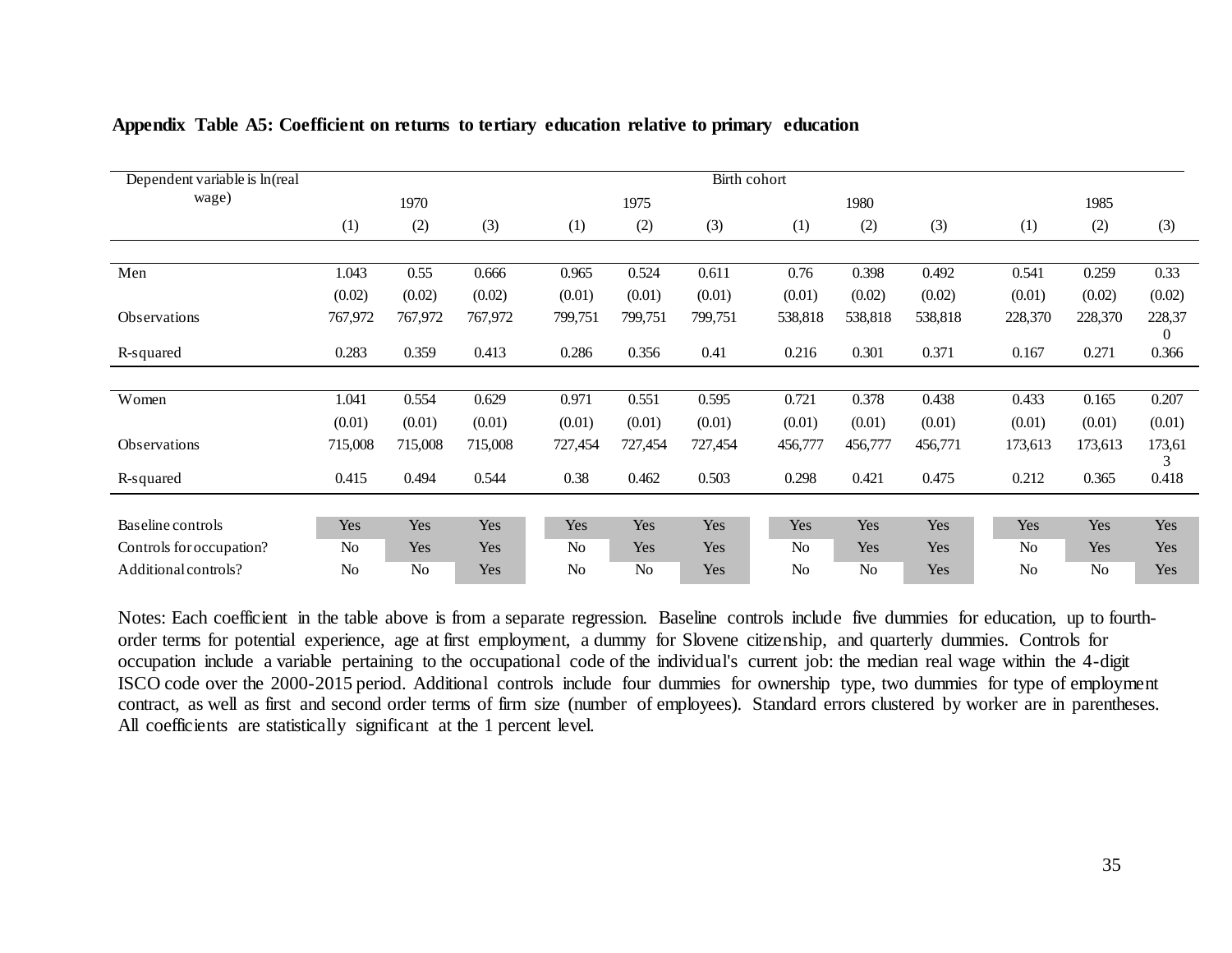**Appendix Table A5: Coefficient on returns to tertiary education relative to primary education**

| Dependent variable is ln(real wage) | Birth cohort | | | | | | | | | | | |
|---|---|---|---|---|---|---|---|---|---|---|---|---|
| | 1970 | | | 1975 | | | 1980 | | | 1985 | | |
| | (1) | (2) | (3) | (1) | (2) | (3) | (1) | (2) | (3) | (1) | (2) | (3) |
| Men | 1.043 | 0.55 | 0.666 | 0.965 | 0.524 | 0.611 | 0.76 | 0.398 | 0.492 | 0.541 | 0.259 | 0.33 |
| | (0.02) | (0.02) | (0.02) | (0.01) | (0.01) | (0.01) | (0.01) | (0.02) | (0.02) | (0.01) | (0.02) | (0.02) |
| Observations | 767,972 | 767,972 | 767,972 | 799,751 | 799,751 | 799,751 | 538,818 | 538,818 | 538,818 | 228,370 | 228,370 | 228,370 |
| R-squared | 0.283 | 0.359 | 0.413 | 0.286 | 0.356 | 0.41 | 0.216 | 0.301 | 0.371 | 0.167 | 0.271 | 0.366 |
| Women | 1.041 | 0.554 | 0.629 | 0.971 | 0.551 | 0.595 | 0.721 | 0.378 | 0.438 | 0.433 | 0.165 | 0.207 |
| | (0.01) | (0.01) | (0.01) | (0.01) | (0.01) | (0.01) | (0.01) | (0.01) | (0.01) | (0.01) | (0.01) | (0.01) |
| Observations | 715,008 | 715,008 | 715,008 | 727,454 | 727,454 | 727,454 | 456,777 | 456,777 | 456,771 | 173,613 | 173,613 | 173,613 |
| R-squared | 0.415 | 0.494 | 0.544 | 0.38 | 0.462 | 0.503 | 0.298 | 0.421 | 0.475 | 0.212 | 0.365 | 0.418 |
| Baseline controls | Yes | Yes | Yes | Yes | Yes | Yes | Yes | Yes | Yes | Yes | Yes | Yes |
| Controls for occupation? | No | Yes | Yes | No | Yes | Yes | No | Yes | Yes | No | Yes | Yes |
| Additional controls? | No | No | Yes | No | No | Yes | No | No | Yes | No | No | Yes |

Notes: Each coefficient in the table above is from a separate regression. Baseline controls include five dummies for education, up to fourth-order terms for potential experience, age at first employment, a dummy for Slovene citizenship, and quarterly dummies. Controls for occupation include a variable pertaining to the occupational code of the individual's current job: the median real wage within the 4-digit ISCO code over the 2000-2015 period. Additional controls include four dummies for ownership type, two dummies for type of employment contract, as well as first and second order terms of firm size (number of employees). Standard errors clustered by worker are in parentheses. All coefficients are statistically significant at the 1 percent level.